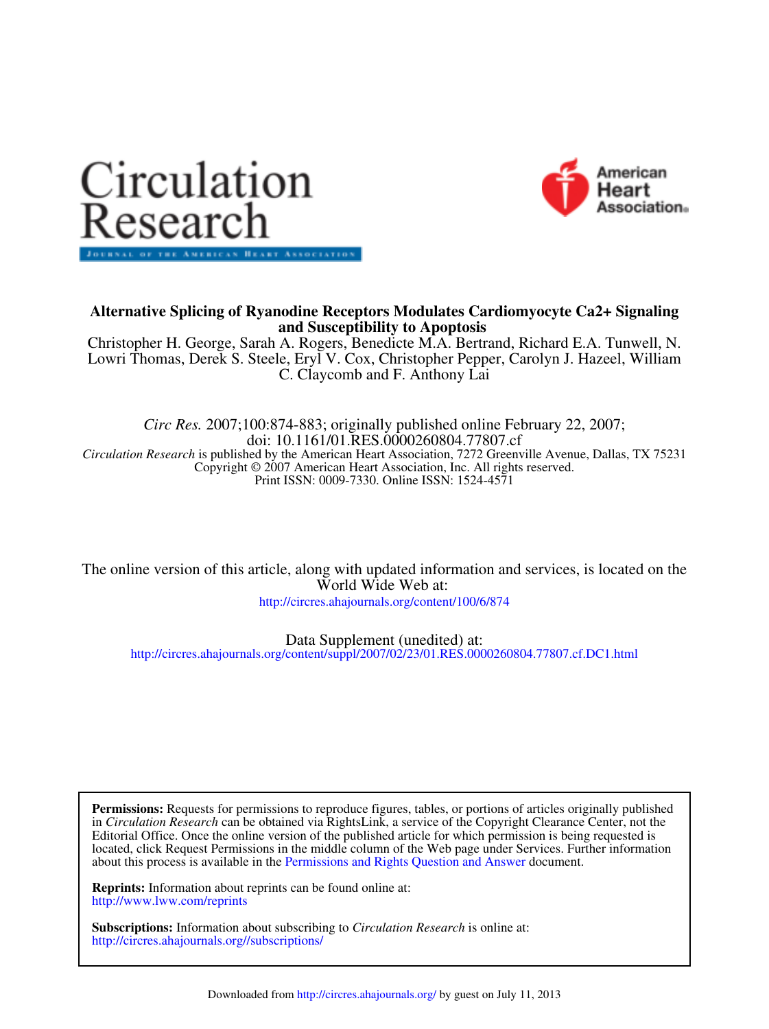# Circulation Research

JOURNAL OF THE AMERICAN HEART ASSOCIATION

American Heart Association

**Alternative Splicing of Ryanodine Receptors Modulates Cardiomyocyte Ca2+ Signaling and Susceptibility to Apoptosis**

Christopher H. George, Sarah A. Rogers, Benedicte M.A. Bertrand, Richard E.A. Tunwell, N. Lowri Thomas, Derek S. Steele, Eryl V. Cox, Christopher Pepper, Carolyn J. Hazeel, William C. Claycomb and F. Anthony Lai

*Circ Res.* 2007;100:874-883; originally published online February 22, 2007;
doi: 10.1161/01.RES.0000260804.77807.cf

*Circulation Research* is published by the American Heart Association, 7272 Greenville Avenue, Dallas, TX 75231
Copyright © 2007 American Heart Association, Inc. All rights reserved.
Print ISSN: 0009-7330. Online ISSN: 1524-4571

The online version of this article, along with updated information and services, is located on the World Wide Web at:
http://circres.ahajournals.org/content/100/6/874

Data Supplement (unedited) at:
http://circres.ahajournals.org/content/suppl/2007/02/23/01.RES.0000260804.77807.cf.DC1.html

**Permissions:** Requests for permissions to reproduce figures, tables, or portions of articles originally published in *Circulation Research* can be obtained via RightsLink, a service of the Copyright Clearance Center, not the Editorial Office. Once the online version of the published article for which permission is being requested is located, click Request Permissions in the middle column of the Web page under Services. Further information about this process is available in the Permissions and Rights Question and Answer document.

**Reprints:** Information about reprints can be found online at:
http://www.lww.com/reprints

**Subscriptions:** Information about subscribing to *Circulation Research* is online at:
http://circres.ahajournals.org//subscriptions/

Downloaded from http://circres.ahajournals.org/ by guest on July 11, 2013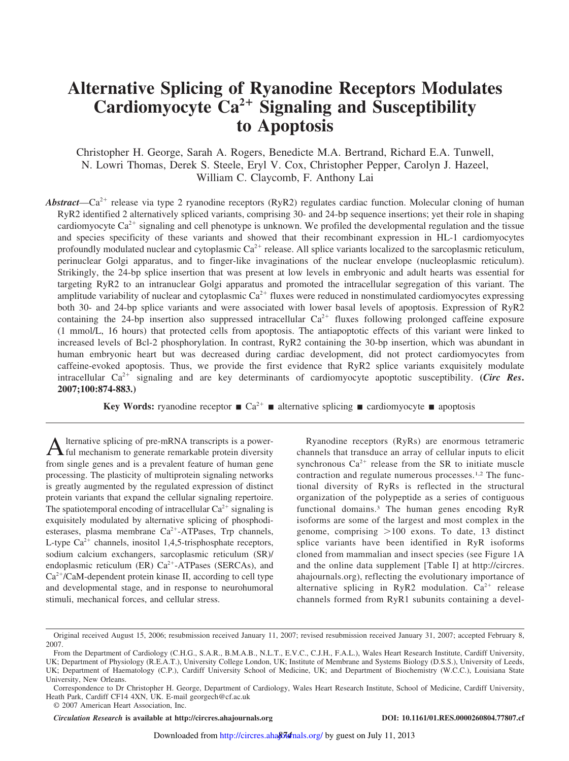# Alternative Splicing of Ryanodine Receptors Modulates Cardiomyocyte $Ca^{2+}$ Signaling and Susceptibility to Apoptosis

Christopher H. George, Sarah A. Rogers, Benedicte M.A. Bertrand, Richard E.A. Tunwell, N. Lowri Thomas, Derek S. Steele, Eryl V. Cox, Christopher Pepper, Carolyn J. Hazeel, William C. Claycomb, F. Anthony Lai

***Abstract***—$Ca^{2+}$ release via type 2 ryanodine receptors (RyR2) regulates cardiac function. Molecular cloning of human RyR2 identified 2 alternatively spliced variants, comprising 30- and 24-bp sequence insertions; yet their role in shaping cardiomyocyte $Ca^{2+}$ signaling and cell phenotype is unknown. We profiled the developmental regulation and the tissue and species specificity of these variants and showed that their recombinant expression in HL-1 cardiomyocytes profoundly modulated nuclear and cytoplasmic $Ca^{2+}$ release. All splice variants localized to the sarcoplasmic reticulum, perinuclear Golgi apparatus, and to finger-like invaginations of the nuclear envelope (nucleoplasmic reticulum). Strikingly, the 24-bp splice insertion that was present at low levels in embryonic and adult hearts was essential for targeting RyR2 to an intranuclear Golgi apparatus and promoted the intracellular segregation of this variant. The amplitude variability of nuclear and cytoplasmic $Ca^{2+}$ fluxes were reduced in nonstimulated cardiomyocytes expressing both 30- and 24-bp splice variants and were associated with lower basal levels of apoptosis. Expression of RyR2 containing the 24-bp insertion also suppressed intracellular $Ca^{2+}$ fluxes following prolonged caffeine exposure (1 mmol/L, 16 hours) that protected cells from apoptosis. The antiapoptotic effects of this variant were linked to increased levels of Bcl-2 phosphorylation. In contrast, RyR2 containing the 30-bp insertion, which was abundant in human embryonic heart but was decreased during cardiac development, did not protect cardiomyocytes from caffeine-evoked apoptosis. Thus, we provide the first evidence that RyR2 splice variants exquisitely modulate intracellular $Ca^{2+}$ signaling and are key determinants of cardiomyocyte apoptotic susceptibility. (***Circ Res*. 2007;100:874-883.**)

**Key Words:** ryanodine receptor ■ $Ca^{2+}$ ■ alternative splicing ■ cardiomyocyte ■ apoptosis

Alternative splicing of pre-mRNA transcripts is a powerful mechanism to generate remarkable protein diversity from single genes and is a prevalent feature of human gene processing. The plasticity of multiprotein signaling networks is greatly augmented by the regulated expression of distinct protein variants that expand the cellular signaling repertoire. The spatiotemporal encoding of intracellular $Ca^{2+}$ signaling is exquisitely modulated by alternative splicing of phosphodiesterases, plasma membrane $Ca^{2+}$-ATPases, Trp channels, L-type $Ca^{2+}$ channels, inositol 1,4,5-trisphosphate receptors, sodium calcium exchangers, sarcoplasmic reticulum (SR)/endoplasmic reticulum (ER) $Ca^{2+}$-ATPases (SERCAs), and $Ca^{2+}$/CaM-dependent protein kinase II, according to cell type and developmental stage, and in response to neurohumoral stimuli, mechanical forces, and cellular stress.

Ryanodine receptors (RyRs) are enormous tetrameric channels that transduce an array of cellular inputs to elicit synchronous $Ca^{2+}$ release from the SR to initiate muscle contraction and regulate numerous processes.[1,2] The functional diversity of RyRs is reflected in the structural organization of the polypeptide as a series of contiguous functional domains.[3] The human genes encoding RyR isoforms are some of the largest and most complex in the genome, comprising >100 exons. To date, 13 distinct splice variants have been identified in RyR isoforms cloned from mammalian and insect species (see Figure 1A and the online data supplement [Table I] at http://circres.ahajournals.org), reflecting the evolutionary importance of alternative splicing in RyR2 modulation. $Ca^{2+}$ release channels formed from RyR1 subunits containing a devel-

Original received August 15, 2006; resubmission received January 11, 2007; revised resubmission received January 31, 2007; accepted February 8, 2007.

From the Department of Cardiology (C.H.G., S.A.R., B.M.A.B., N.L.T., E.V.C., C.J.H., F.A.L.), Wales Heart Research Institute, Cardiff University, UK; Department of Physiology (R.E.A.T.), University College London, UK; Institute of Membrane and Systems Biology (D.S.S.), University of Leeds, UK; Department of Haematology (C.P.), Cardiff University School of Medicine, UK; and Department of Biochemistry (W.C.C.), Louisiana State University, New Orleans.

Correspondence to Dr Christopher H. George, Department of Cardiology, Wales Heart Research Institute, School of Medicine, Cardiff University, Heath Park, Cardiff CF14 4XN, UK. E-mail georgech@cf.ac.uk

© 2007 American Heart Association, Inc.

*Circulation Research* is available at http://circres.ahajournals.org DOI: 10.1161/01.RES.0000260804.77807.cf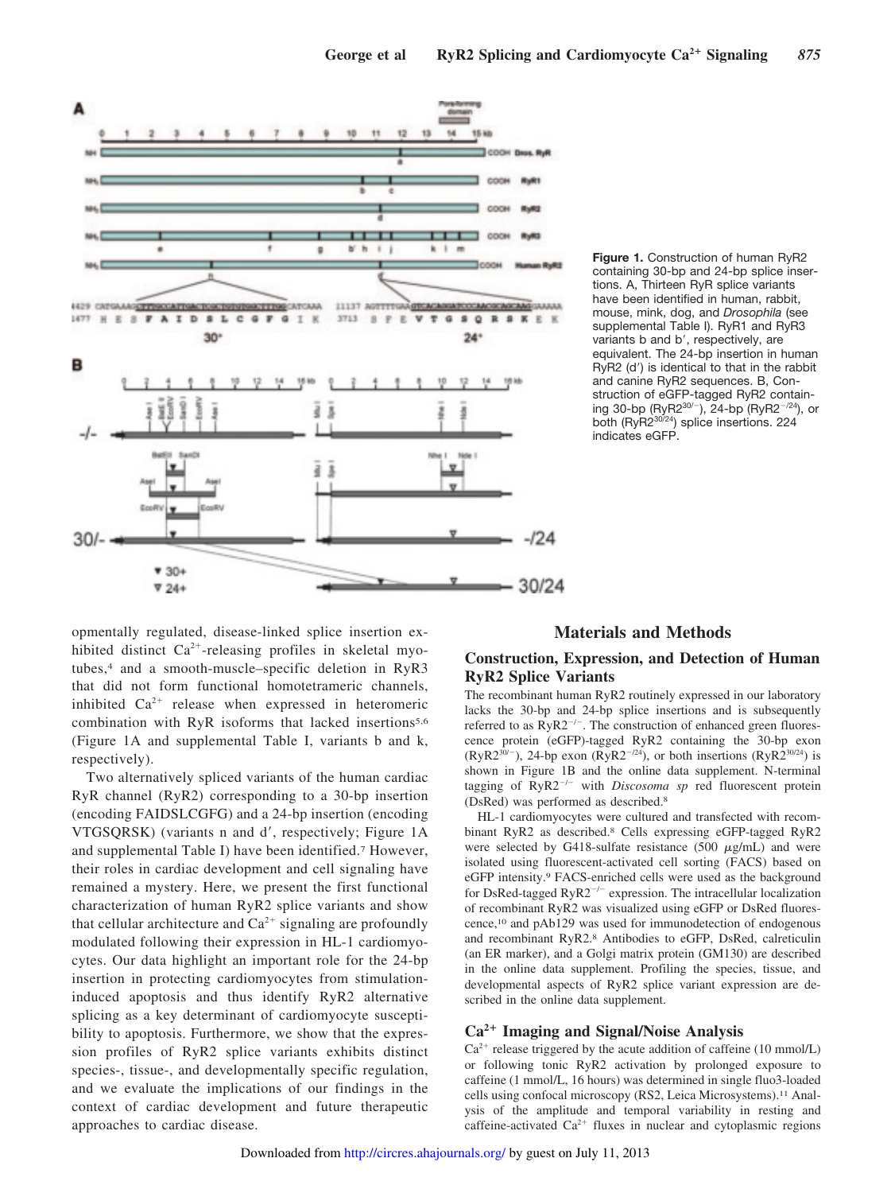Figure 1. Construction of human RyR2 containing 30-bp and 24-bp splice insertions. A, Thirteen RyR splice variants have been identified in human, rabbit, mouse, mink, dog, and *Drosophila* (see supplemental Table I). RyR1 and RyR3 variants b and b′, respectively, are equivalent. The 24-bp insertion in human RyR2 (d′) is identical to that in the rabbit and canine RyR2 sequences. B, Construction of eGFP-tagged RyR2 containing 30-bp ($RyR2^{30/-}$), 24-bp ($RyR2^{-/24}$), or both ($RyR2^{30/24}$) splice insertions. 224 indicates eGFP.

opmentally regulated, disease-linked splice insertion exhibited distinct $Ca^{2+}$-releasing profiles in skeletal myotubes,[4] and a smooth-muscle–specific deletion in RyR3 that did not form functional homotetrameric channels, inhibited $Ca^{2+}$ release when expressed in heteromeric combination with RyR isoforms that lacked insertions[5,6] (Figure 1A and supplemental Table I, variants b and k, respectively).

Two alternatively spliced variants of the human cardiac RyR channel (RyR2) corresponding to a 30-bp insertion (encoding FAIDSLCGFG) and a 24-bp insertion (encoding VTGSQRSK) (variants n and d′, respectively; Figure 1A and supplemental Table I) have been identified.[7] However, their roles in cardiac development and cell signaling have remained a mystery. Here, we present the first functional characterization of human RyR2 splice variants and show that cellular architecture and $Ca^{2+}$ signaling are profoundly modulated following their expression in HL-1 cardiomyocytes. Our data highlight an important role for the 24-bp insertion in protecting cardiomyocytes from stimulation-induced apoptosis and thus identify RyR2 alternative splicing as a key determinant of cardiomyocyte susceptibility to apoptosis. Furthermore, we show that the expression profiles of RyR2 splice variants exhibits distinct species-, tissue-, and developmentally specific regulation, and we evaluate the implications of our findings in the context of cardiac development and future therapeutic approaches to cardiac disease.

## Materials and Methods

### Construction, Expression, and Detection of Human RyR2 Splice Variants

The recombinant human RyR2 routinely expressed in our laboratory lacks the 30-bp and 24-bp splice insertions and is subsequently referred to as $RyR2^{-/-}$. The construction of enhanced green fluorescence protein (eGFP)-tagged RyR2 containing the 30-bp exon ($RyR2^{30/-}$), 24-bp exon ($RyR2^{-/24}$), or both insertions ($RyR2^{30/24}$) is shown in Figure 1B and the online data supplement. N-terminal tagging of $RyR2^{-/-}$ with *Discosoma sp* red fluorescent protein (DsRed) was performed as described.[8]

HL-1 cardiomyocytes were cultured and transfected with recombinant RyR2 as described.[8] Cells expressing eGFP-tagged RyR2 were selected by G418-sulfate resistance (500 $\mu$g/mL) and were isolated using fluorescent-activated cell sorting (FACS) based on eGFP intensity.[9] FACS-enriched cells were used as the background for DsRed-tagged $RyR2^{-/-}$ expression. The intracellular localization of recombinant RyR2 was visualized using eGFP or DsRed fluorescence,[10] and pAb129 was used for immunodetection of endogenous and recombinant RyR2.[8] Antibodies to eGFP, DsRed, calreticulin (an ER marker), and a Golgi matrix protein (GM130) are described in the online data supplement. Profiling the species, tissue, and developmental aspects of RyR2 splice variant expression are described in the online data supplement.

### $Ca^{2+}$ Imaging and Signal/Noise Analysis

$Ca^{2+}$ release triggered by the acute addition of caffeine (10 mmol/L) or following tonic RyR2 activation by prolonged exposure to caffeine (1 mmol/L, 16 hours) was determined in single fluo3-loaded cells using confocal microscopy (RS2, Leica Microsystems).[11] Analysis of the amplitude and temporal variability in resting and caffeine-activated $Ca^{2+}$ fluxes in nuclear and cytoplasmic regions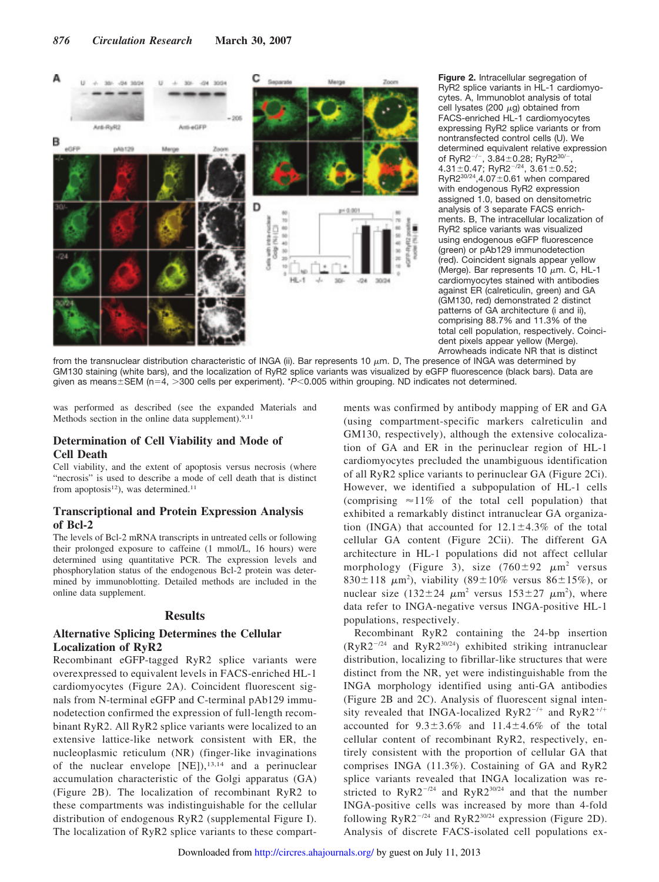**Figure 2.** Intracellular segregation of RyR2 splice variants in HL-1 cardiomyocytes. A, Immunoblot analysis of total cell lysates (200 μg) obtained from FACS-enriched HL-1 cardiomyocytes expressing RyR2 splice variants or from nontransfected control cells (U). We determined equivalent relative expression of RyR2$^{-/-}$, 3.84±0.28; RyR2$^{30/-}$, 4.31±0.47; RyR2$^{-/24}$, 3.61±0.52; RyR2$^{30/24}$,4.07±0.61 when compared with endogenous RyR2 expression assigned 1.0, based on densitometric analysis of 3 separate FACS enrichments. B, The intracellular localization of RyR2 splice variants was visualized using endogenous eGFP fluorescence (green) or pAb129 immunodetection (red). Coincident signals appear yellow (Merge). Bar represents 10 μm. C, HL-1 cardiomyocytes stained with antibodies against ER (calreticulin, green) and GA (GM130, red) demonstrated 2 distinct patterns of GA architecture (i and ii), comprising 88.7% and 11.3% of the total cell population, respectively. Coincident pixels appear yellow (Merge). Arrowheads indicate NR that is distinct from the transnuclear distribution characteristic of INGA (ii). Bar represents 10 μm. D, The presence of INGA was determined by GM130 staining (white bars), and the localization of RyR2 splice variants was visualized by eGFP fluorescence (black bars). Data are given as means±SEM (n=4, >300 cells per experiment). *P<0.005 within grouping. ND indicates not determined.

was performed as described (see the expanded Materials and Methods section in the online data supplement).[9,11]

### Determination of Cell Viability and Mode of Cell Death

Cell viability, and the extent of apoptosis versus necrosis (where "necrosis" is used to describe a mode of cell death that is distinct from apoptosis[12]), was determined.[11]

### Transcriptional and Protein Expression Analysis of Bcl-2

The levels of Bcl-2 mRNA transcripts in untreated cells or following their prolonged exposure to caffeine (1 mmol/L, 16 hours) were determined using quantitative PCR. The expression levels and phosphorylation status of the endogenous Bcl-2 protein was determined by immunoblotting. Detailed methods are included in the online data supplement.

## Results

### Alternative Splicing Determines the Cellular Localization of RyR2

Recombinant eGFP-tagged RyR2 splice variants were overexpressed to equivalent levels in FACS-enriched HL-1 cardiomyocytes (Figure 2A). Coincident fluorescent signals from N-terminal eGFP and C-terminal pAb129 immunodetection confirmed the expression of full-length recombinant RyR2. All RyR2 splice variants were localized to an extensive lattice-like network consistent with ER, the nucleoplasmic reticulum (NR) (finger-like invaginations of the nuclear envelope [NE]),[13,14] and a perinuclear accumulation characteristic of the Golgi apparatus (GA) (Figure 2B). The localization of recombinant RyR2 to these compartments was indistinguishable for the cellular distribution of endogenous RyR2 (supplemental Figure I). The localization of RyR2 splice variants to these compartments was confirmed by antibody mapping of ER and GA (using compartment-specific markers calreticulin and GM130, respectively), although the extensive colocalization of GA and ER in the perinuclear region of HL-1 cardiomyocytes precluded the unambiguous identification of all RyR2 splice variants to perinuclear GA (Figure 2Ci). However, we identified a subpopulation of HL-1 cells (comprising ≈11% of the total cell population) that exhibited a remarkably distinct intranuclear GA organization (INGA) that accounted for 12.1±4.3% of the total cellular GA content (Figure 2Cii). The different GA architecture in HL-1 populations did not affect cellular morphology (Figure 3), size (760±92 μm$^2$ versus 830±118 μm$^2$), viability (89±10% versus 86±15%), or nuclear size (132±24 μm$^2$ versus 153±27 μm$^2$), where data refer to INGA-negative versus INGA-positive HL-1 populations, respectively.

Recombinant RyR2 containing the 24-bp insertion (RyR2$^{-/24}$ and RyR2$^{30/24}$) exhibited striking intranuclear distribution, localizing to fibrillar-like structures that were distinct from the NR, yet were indistinguishable from the INGA morphology identified using anti-GA antibodies (Figure 2B and 2C). Analysis of fluorescent signal intensity revealed that INGA-localized RyR2$^{-/+}$ and RyR2$^{+/+}$ accounted for 9.3±3.6% and 11.4±4.6% of the total cellular content of recombinant RyR2, respectively, entirely consistent with the proportion of cellular GA that comprises INGA (11.3%). Costaining of GA and RyR2 splice variants revealed that INGA localization was restricted to RyR2$^{-/24}$ and RyR2$^{30/24}$ and that the number INGA-positive cells was increased by more than 4-fold following RyR2$^{-/24}$ and RyR2$^{30/24}$ expression (Figure 2D). Analysis of discrete FACS-isolated cell populations ex-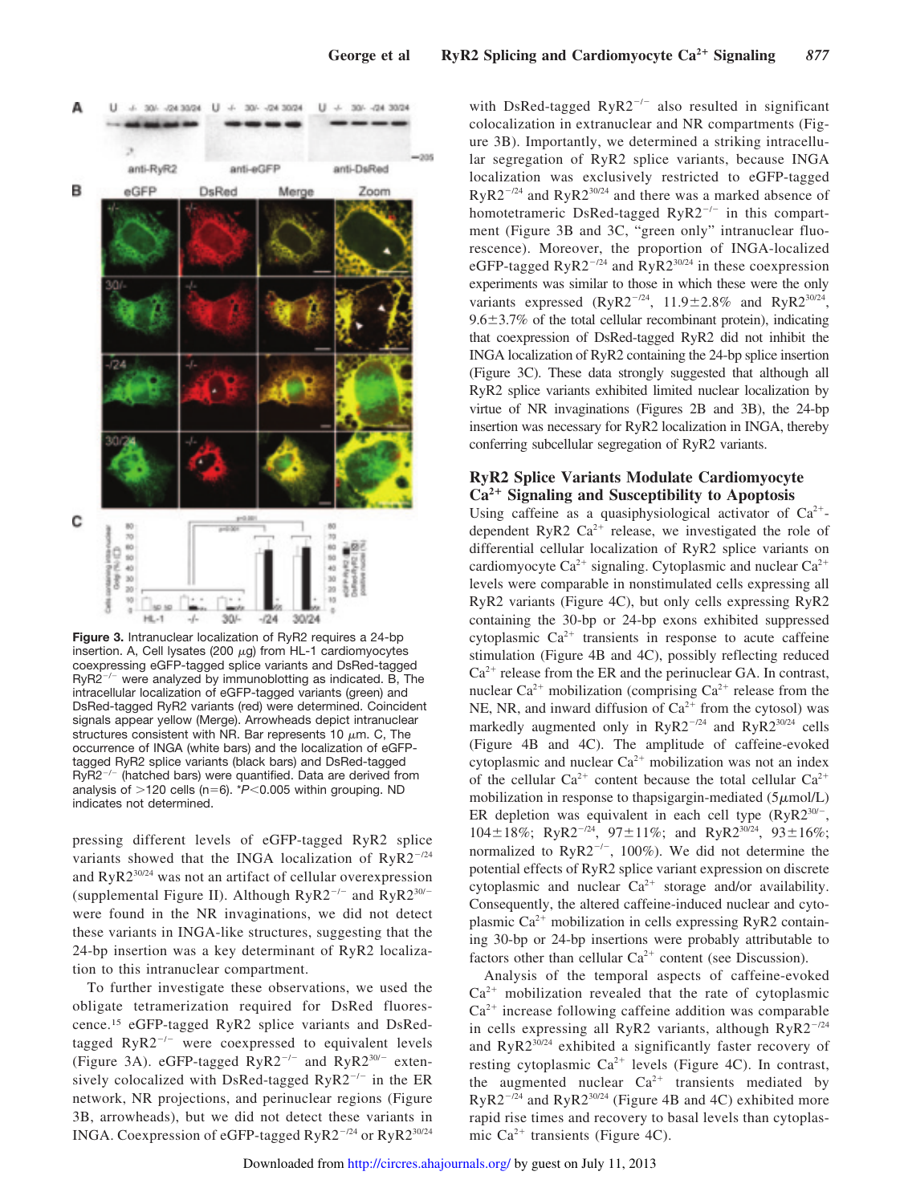**Figure 3.** Intranuclear localization of RyR2 requires a 24-bp insertion. A, Cell lysates (200 μg) from HL-1 cardiomyocytes coexpressing eGFP-tagged splice variants and DsRed-tagged RyR2$^{-/-}$ were analyzed by immunoblotting as indicated. B, The intracellular localization of eGFP-tagged variants (green) and DsRed-tagged RyR2 variants (red) were determined. Coincident signals appear yellow (Merge). Arrowheads depict intranuclear structures consistent with NR. Bar represents 10 μm. C, The occurrence of INGA (white bars) and the localization of eGFP-tagged RyR2 splice variants (black bars) and DsRed-tagged RyR2$^{-/-}$ (hatched bars) were quantified. Data are derived from analysis of >120 cells (n=6). *P<0.005 within grouping. ND indicates not determined.

pressing different levels of eGFP-tagged RyR2 splice variants showed that the INGA localization of RyR2$^{-/24}$ and RyR2$^{30/24}$ was not an artifact of cellular overexpression (supplemental Figure II). Although RyR2$^{-/-}$ and RyR2$^{30/-}$ were found in the NR invaginations, we did not detect these variants in INGA-like structures, suggesting that the 24-bp insertion was a key determinant of RyR2 localization to this intranuclear compartment.

To further investigate these observations, we used the obligate tetramerization required for DsRed fluorescence.[15] eGFP-tagged RyR2 splice variants and DsRed-tagged RyR2$^{-/-}$ were coexpressed to equivalent levels (Figure 3A). eGFP-tagged RyR2$^{-/-}$ and RyR2$^{30/-}$ extensively colocalized with DsRed-tagged RyR2$^{-/-}$ in the ER network, NR projections, and perinuclear regions (Figure 3B, arrowheads), but we did not detect these variants in INGA. Coexpression of eGFP-tagged RyR2$^{-/24}$ or RyR2$^{30/24}$ with DsRed-tagged RyR2$^{-/-}$ also resulted in significant colocalization in extranuclear and NR compartments (Figure 3B). Importantly, we determined a striking intracellular segregation of RyR2 splice variants, because INGA localization was exclusively restricted to eGFP-tagged RyR2$^{-/24}$ and RyR2$^{30/24}$ and there was a marked absence of homotetrameric DsRed-tagged RyR2$^{-/-}$ in this compartment (Figure 3B and 3C, "green only" intranuclear fluorescence). Moreover, the proportion of INGA-localized eGFP-tagged RyR2$^{-/24}$ and RyR2$^{30/24}$ in these coexpression experiments was similar to those in which these were the only variants expressed (RyR2$^{-/24}$, 11.9±2.8% and RyR2$^{30/24}$, 9.6±3.7% of the total cellular recombinant protein), indicating that coexpression of DsRed-tagged RyR2 did not inhibit the INGA localization of RyR2 containing the 24-bp splice insertion (Figure 3C). These data strongly suggested that although all RyR2 splice variants exhibited limited nuclear localization by virtue of NR invaginations (Figures 2B and 3B), the 24-bp insertion was necessary for RyR2 localization in INGA, thereby conferring subcellular segregation of RyR2 variants.

## RyR2 Splice Variants Modulate Cardiomyocyte $Ca^{2+}$ Signaling and Susceptibility to Apoptosis

Using caffeine as a quasiphysiological activator of $Ca^{2+}$-dependent RyR2 $Ca^{2+}$ release, we investigated the role of differential cellular localization of RyR2 splice variants on cardiomyocyte $Ca^{2+}$ signaling. Cytoplasmic and nuclear $Ca^{2+}$ levels were comparable in nonstimulated cells expressing all RyR2 variants (Figure 4C), but only cells expressing RyR2 containing the 30-bp or 24-bp exons exhibited suppressed cytoplasmic $Ca^{2+}$ transients in response to acute caffeine stimulation (Figure 4B and 4C), possibly reflecting reduced $Ca^{2+}$ release from the ER and the perinuclear GA. In contrast, nuclear $Ca^{2+}$ mobilization (comprising $Ca^{2+}$ release from the NE, NR, and inward diffusion of $Ca^{2+}$ from the cytosol) was markedly augmented only in RyR2$^{-/24}$ and RyR2$^{30/24}$ cells (Figure 4B and 4C). The amplitude of caffeine-evoked cytoplasmic and nuclear $Ca^{2+}$ mobilization was not an index of the cellular $Ca^{2+}$ content because the total cellular $Ca^{2+}$ mobilization in response to thapsigargin-mediated (5μmol/L) ER depletion was equivalent in each cell type (RyR2$^{30/-}$, 104±18%; RyR2$^{-/24}$, 97±11%; and RyR2$^{30/24}$, 93±16%; normalized to RyR2$^{-/-}$, 100%). We did not determine the potential effects of RyR2 splice variant expression on discrete cytoplasmic and nuclear $Ca^{2+}$ storage and/or availability. Consequently, the altered caffeine-induced nuclear and cytoplasmic $Ca^{2+}$ mobilization in cells expressing RyR2 containing 30-bp or 24-bp insertions were probably attributable to factors other than cellular $Ca^{2+}$ content (see Discussion).

Analysis of the temporal aspects of caffeine-evoked $Ca^{2+}$ mobilization revealed that the rate of cytoplasmic $Ca^{2+}$ increase following caffeine addition was comparable in cells expressing all RyR2 variants, although RyR2$^{-/24}$ and RyR2$^{30/24}$ exhibited a significantly faster recovery of resting cytoplasmic $Ca^{2+}$ levels (Figure 4C). In contrast, the augmented nuclear $Ca^{2+}$ transients mediated by RyR2$^{-/24}$ and RyR2$^{30/24}$ (Figure 4B and 4C) exhibited more rapid rise times and recovery to basal levels than cytoplasmic $Ca^{2+}$ transients (Figure 4C).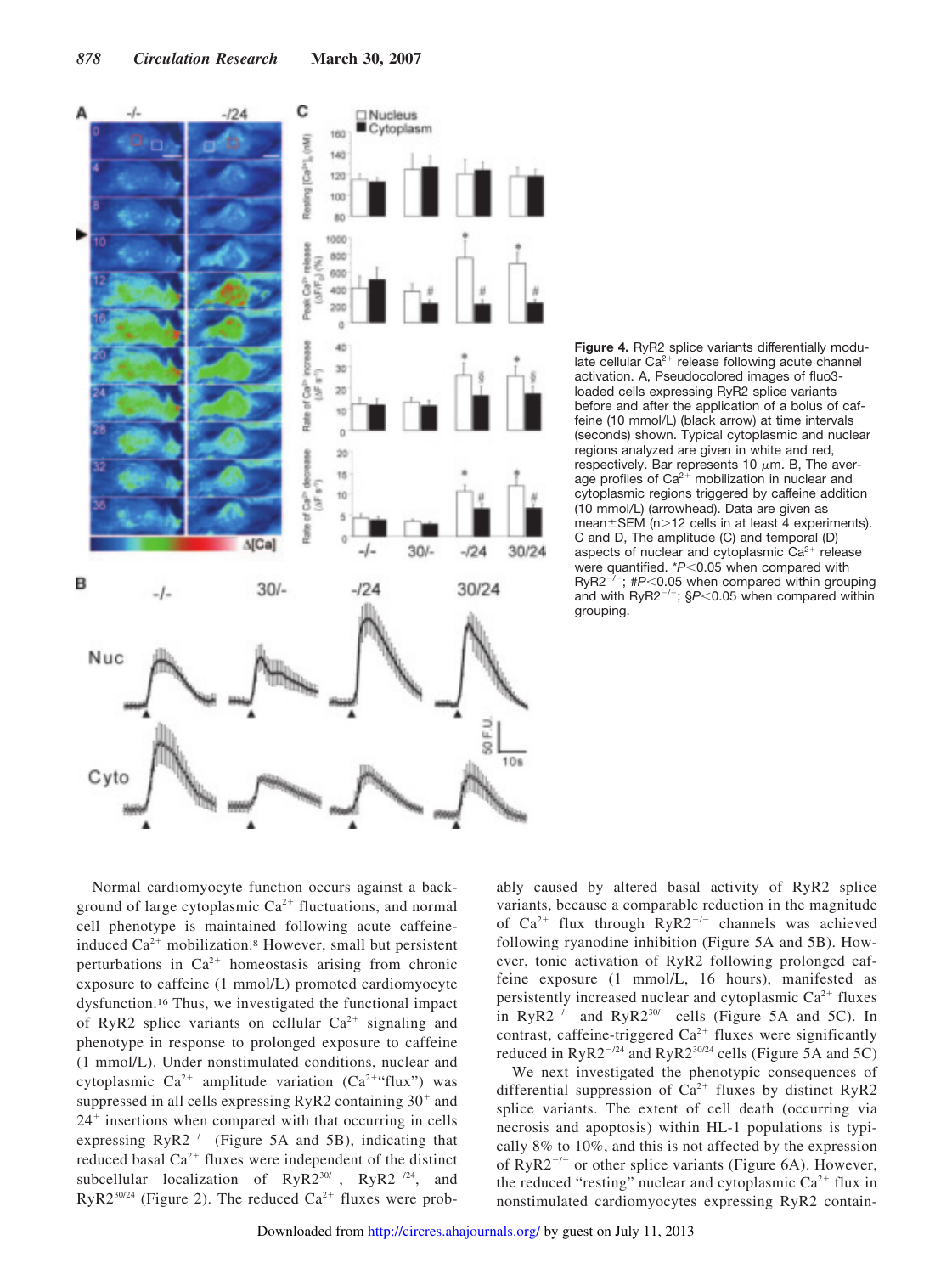**Figure 4.** RyR2 splice variants differentially modulate cellular $Ca^{2+}$ release following acute channel activation. A, Pseudocolored images of fluo3-loaded cells expressing RyR2 splice variants before and after the application of a bolus of caffeine (10 mmol/L) (black arrow) at time intervals (seconds) shown. Typical cytoplasmic and nuclear regions analyzed are given in white and red, respectively. Bar represents 10 $\mu$m. B, The average profiles of $Ca^{2+}$ mobilization in nuclear and cytoplasmic regions triggered by caffeine addition (10 mmol/L) (arrowhead). Data are given as mean±SEM (n>12 cells in at least 4 experiments). C and D, The amplitude (C) and temporal (D) aspects of nuclear and cytoplasmic $Ca^{2+}$ release were quantified. \*$P<0.05$ when compared with $RyR2^{-/-}$; #$P<0.05$ when compared within grouping and with $RyR2^{-/-}$; §$P<0.05$ when compared within grouping.

Normal cardiomyocyte function occurs against a background of large cytoplasmic $Ca^{2+}$ fluctuations, and normal cell phenotype is maintained following acute caffeine-induced $Ca^{2+}$ mobilization.[8] However, small but persistent perturbations in $Ca^{2+}$ homeostasis arising from chronic exposure to caffeine (1 mmol/L) promoted cardiomyocyte dysfunction.[16] Thus, we investigated the functional impact of RyR2 splice variants on cellular $Ca^{2+}$ signaling and phenotype in response to prolonged exposure to caffeine (1 mmol/L). Under nonstimulated conditions, nuclear and cytoplasmic $Ca^{2+}$ amplitude variation ($Ca^{2+}$"flux") was suppressed in all cells expressing RyR2 containing $30^{+}$ and $24^{+}$ insertions when compared with that occurring in cells expressing $RyR2^{-/-}$ (Figure 5A and 5B), indicating that reduced basal $Ca^{2+}$ fluxes were independent of the distinct subcellular localization of $RyR2^{30/-}$, $RyR2^{-/24}$, and $RyR2^{30/24}$ (Figure 2). The reduced $Ca^{2+}$ fluxes were probably caused by altered basal activity of RyR2 splice variants, because a comparable reduction in the magnitude of $Ca^{2+}$ flux through $RyR2^{-/-}$ channels was achieved following ryanodine inhibition (Figure 5A and 5B). However, tonic activation of RyR2 following prolonged caffeine exposure (1 mmol/L, 16 hours), manifested as persistently increased nuclear and cytoplasmic $Ca^{2+}$ fluxes in $RyR2^{-/-}$ and $RyR2^{30/-}$ cells (Figure 5A and 5C). In contrast, caffeine-triggered $Ca^{2+}$ fluxes were significantly reduced in $RyR2^{-/24}$ and $RyR2^{30/24}$ cells (Figure 5A and 5C).

We next investigated the phenotypic consequences of differential suppression of $Ca^{2+}$ fluxes by distinct RyR2 splice variants. The extent of cell death (occurring via necrosis and apoptosis) within HL-1 populations is typically 8% to 10%, and this is not affected by the expression of $RyR2^{-/-}$ or other splice variants (Figure 6A). However, the reduced "resting" nuclear and cytoplasmic $Ca^{2+}$ flux in nonstimulated cardiomyocytes expressing RyR2 contain-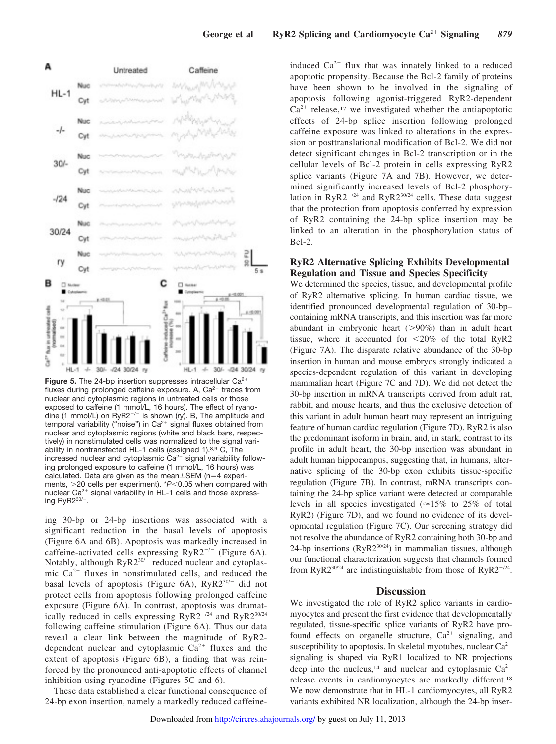**Figure 5.** The 24-bp insertion suppresses intracellular $Ca^{2+}$ fluxes during prolonged caffeine exposure. A, $Ca^{2+}$ traces from nuclear and cytoplasmic regions in untreated cells or those exposed to caffeine (1 mmol/L, 16 hours). The effect of ryanodine (1 mmol/L) on $RyR2^{-/-}$ is shown (ry). B, The amplitude and temporal variability ("noise") in $Ca^{2+}$ signal fluxes obtained from nuclear and cytoplasmic regions (white and black bars, respectively) in nonstimulated cells was normalized to the signal variability in nontransfected HL-1 cells (assigned 1).[8,9] C, The increased nuclear and cytoplasmic $Ca^{2+}$ signal variability following prolonged exposure to caffeine (1 mmol/L, 16 hours) was calculated. Data are given as the mean±SEM (n=4 experiments, >20 cells per experiment). $*P<0.05$ when compared with nuclear $Ca^{2+}$ signal variability in HL-1 cells and those expressing $RyR2^{30/-}$.

ing 30-bp or 24-bp insertions was associated with a significant reduction in the basal levels of apoptosis (Figure 6A and 6B). Apoptosis was markedly increased in caffeine-activated cells expressing $RyR2^{-/-}$ (Figure 6A). Notably, although $RyR2^{30/-}$ reduced nuclear and cytoplasmic $Ca^{2+}$ fluxes in nonstimulated cells, and reduced the basal levels of apoptosis (Figure 6A), $RyR2^{30/-}$ did not protect cells from apoptosis following prolonged caffeine exposure (Figure 6A). In contrast, apoptosis was dramatically reduced in cells expressing $RyR2^{-/24}$ and $RyR2^{30/24}$ following caffeine stimulation (Figure 6A). Thus our data reveal a clear link between the magnitude of RyR2-dependent nuclear and cytoplasmic $Ca^{2+}$ fluxes and the extent of apoptosis (Figure 6B), a finding that was reinforced by the pronounced anti-apoptotic effects of channel inhibition using ryanodine (Figures 5C and 6).

These data established a clear functional consequence of 24-bp exon insertion, namely a markedly reduced caffeine-induced $Ca^{2+}$ flux that was innately linked to a reduced apoptotic propensity. Because the Bcl-2 family of proteins have been shown to be involved in the signaling of apoptosis following agonist-triggered RyR2-dependent $Ca^{2+}$ release,[17] we investigated whether the antiapoptotic effects of 24-bp splice insertion following prolonged caffeine exposure was linked to alterations in the expression or posttranslational modification of Bcl-2. We did not detect significant changes in Bcl-2 transcription or in the cellular levels of Bcl-2 protein in cells expressing RyR2 splice variants (Figure 7A and 7B). However, we determined significantly increased levels of Bcl-2 phosphorylation in $RyR2^{-/24}$ and $RyR2^{30/24}$ cells. These data suggest that the protection from apoptosis conferred by expression of RyR2 containing the 24-bp splice insertion may be linked to an alteration in the phosphorylation status of Bcl-2.

### RyR2 Alternative Splicing Exhibits Developmental Regulation and Tissue and Species Specificity

We determined the species, tissue, and developmental profile of RyR2 alternative splicing. In human cardiac tissue, we identified pronounced developmental regulation of 30-bp–containing mRNA transcripts, and this insertion was far more abundant in embryonic heart (>90%) than in adult heart tissue, where it accounted for <20% of the total RyR2 (Figure 7A). The disparate relative abundance of the 30-bp insertion in human and mouse embryos strongly indicated a species-dependent regulation of this variant in developing mammalian heart (Figure 7C and 7D). We did not detect the 30-bp insertion in mRNA transcripts derived from adult rat, rabbit, and mouse hearts, and thus the exclusive detection of this variant in adult human heart may represent an intriguing feature of human cardiac regulation (Figure 7D). RyR2 is also the predominant isoform in brain, and, in stark, contrast to its profile in adult heart, the 30-bp insertion was abundant in adult human hippocampus, suggesting that, in humans, alternative splicing of the 30-bp exon exhibits tissue-specific regulation (Figure 7B). In contrast, mRNA transcripts containing the 24-bp splice variant were detected at comparable levels in all species investigated (≈15% to 25% of total RyR2) (Figure 7D), and we found no evidence of its developmental regulation (Figure 7C). Our screening strategy did not resolve the abundance of RyR2 containing both 30-bp and 24-bp insertions ($RyR2^{30/24}$) in mammalian tissues, although our functional characterization suggests that channels formed from $RyR2^{30/24}$ are indistinguishable from those of $RyR2^{-/24}$.

## Discussion

We investigated the role of RyR2 splice variants in cardiomyocytes and present the first evidence that developmentally regulated, tissue-specific splice variants of RyR2 have profound effects on organelle structure, $Ca^{2+}$ signaling, and susceptibility to apoptosis. In skeletal myotubes, nuclear $Ca^{2+}$ signaling is shaped via RyR1 localized to NR projections deep into the nucleus,[14] and nuclear and cytoplasmic $Ca^{2+}$ release events in cardiomyocytes are markedly different.[18] We now demonstrate that in HL-1 cardiomyocytes, all RyR2 variants exhibited NR localization, although the 24-bp inser-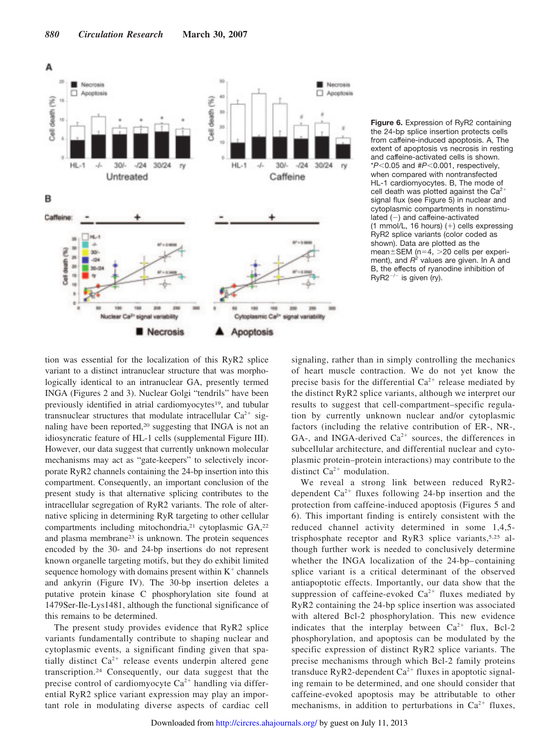**Figure 6.** Expression of RyR2 containing the 24-bp splice insertion protects cells from caffeine-induced apoptosis. A, The extent of apoptosis vs necrosis in resting and caffeine-activated cells is shown. *$P<0.05$ and #$P<0.001$, respectively, when compared with nontransfected HL-1 cardiomyocytes. B, The mode of cell death was plotted against the $Ca^{2+}$ signal flux (see Figure 5) in nuclear and cytoplasmic compartments in nonstimulated (−) and caffeine-activated (1 mmol/L, 16 hours) (+) cells expressing RyR2 splice variants (color coded as shown). Data are plotted as the mean±SEM (n=4, >20 cells per experiment), and $R^2$ values are given. In A and B, the effects of ryanodine inhibition of $RyR2^{-/-}$ is given (ry).

tion was essential for the localization of this RyR2 splice variant to a distinct intranuclear structure that was morphologically identical to an intranuclear GA, presently termed INGA (Figures 2 and 3). Nuclear Golgi "tendrils" have been previously identified in atrial cardiomyocytes[19], and tubular transnuclear structures that modulate intracellular $Ca^{2+}$ signaling have been reported,[20] suggesting that INGA is not an idiosyncratic feature of HL-1 cells (supplemental Figure III). However, our data suggest that currently unknown molecular mechanisms may act as "gate-keepers" to selectively incorporate RyR2 channels containing the 24-bp insertion into this compartment. Consequently, an important conclusion of the present study is that alternative splicing contributes to the intracellular segregation of RyR2 variants. The role of alternative splicing in determining RyR targeting to other cellular compartments including mitochondria,[21] cytoplasmic GA,[22] and plasma membrane[23] is unknown. The protein sequences encoded by the 30- and 24-bp insertions do not represent known organelle targeting motifs, but they do exhibit limited sequence homology with domains present within $K^+$ channels and ankyrin (Figure IV). The 30-bp insertion deletes a putative protein kinase C phosphorylation site found at 1479Ser-Ile-Lys1481, although the functional significance of this remains to be determined.

The present study provides evidence that RyR2 splice variants fundamentally contribute to shaping nuclear and cytoplasmic events, a significant finding given that spatially distinct $Ca^{2+}$ release events underpin altered gene transcription.[24] Consequently, our data suggest that the precise control of cardiomyocyte $Ca^{2+}$ handling via differential RyR2 splice variant expression may play an important role in modulating diverse aspects of cardiac cell signaling, rather than in simply controlling the mechanics of heart muscle contraction. We do not yet know the precise basis for the differential $Ca^{2+}$ release mediated by the distinct RyR2 splice variants, although we interpret our results to suggest that cell-compartment–specific regulation by currently unknown nuclear and/or cytoplasmic factors (including the relative contribution of ER-, NR-, GA-, and INGA-derived $Ca^{2+}$ sources, the differences in subcellular architecture, and differential nuclear and cytoplasmic protein–protein interactions) may contribute to the distinct $Ca^{2+}$ modulation.

We reveal a strong link between reduced RyR2-dependent $Ca^{2+}$ fluxes following 24-bp insertion and the protection from caffeine-induced apoptosis (Figures 5 and 6). This important finding is entirely consistent with the reduced channel activity determined in some 1,4,5-trisphosphate receptor and RyR3 splice variants,[5,25] although further work is needed to conclusively determine whether the INGA localization of the 24-bp–containing splice variant is a critical determinant of the observed antiapoptotic effects. Importantly, our data show that the suppression of caffeine-evoked $Ca^{2+}$ fluxes mediated by RyR2 containing the 24-bp splice insertion was associated with altered Bcl-2 phosphorylation. This new evidence indicates that the interplay between $Ca^{2+}$ flux, Bcl-2 phosphorylation, and apoptosis can be modulated by the specific expression of distinct RyR2 splice variants. The precise mechanisms through which Bcl-2 family proteins transduce RyR2-dependent $Ca^{2+}$ fluxes in apoptotic signaling remain to be determined, and one should consider that caffeine-evoked apoptosis may be attributable to other mechanisms, in addition to perturbations in $Ca^{2+}$ fluxes,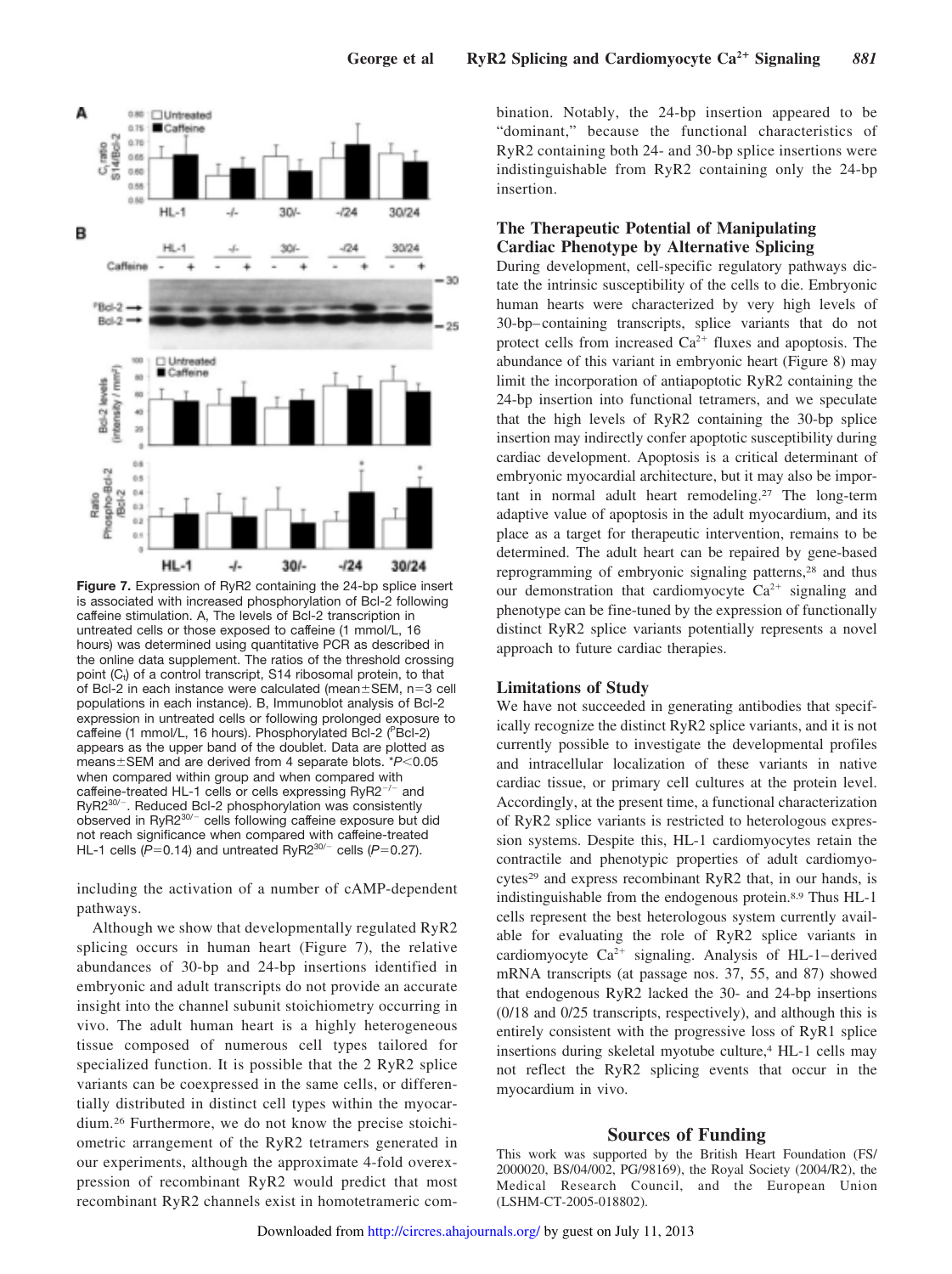**Figure 7.** Expression of RyR2 containing the 24-bp splice insert is associated with increased phosphorylation of Bcl-2 following caffeine stimulation. A, The levels of Bcl-2 transcription in untreated cells or those exposed to caffeine (1 mmol/L, 16 hours) was determined using quantitative PCR as described in the online data supplement. The ratios of the threshold crossing point ($C_t$) of a control transcript, S14 ribosomal protein, to that of Bcl-2 in each instance were calculated (mean±SEM, n=3 cell populations in each instance). B, Immunoblot analysis of Bcl-2 expression in untreated cells or following prolonged exposure to caffeine (1 mmol/L, 16 hours). Phosphorylated Bcl-2 ($^{P}$Bcl-2) appears as the upper band of the doublet. Data are plotted as means±SEM and are derived from 4 separate blots. *$P<0.05$ when compared within group and when compared with caffeine-treated HL-1 cells or cells expressing RyR2$^{-/-}$ and RyR2$^{30/-}$. Reduced Bcl-2 phosphorylation was consistently observed in RyR2$^{30/-}$ cells following caffeine exposure but did not reach significance when compared with caffeine-treated HL-1 cells ($P=0.14$) and untreated RyR2$^{30/-}$ cells ($P=0.27$).

including the activation of a number of cAMP-dependent pathways.

Although we show that developmentally regulated RyR2 splicing occurs in human heart (Figure 7), the relative abundances of 30-bp and 24-bp insertions identified in embryonic and adult transcripts do not provide an accurate insight into the channel subunit stoichiometry occurring in vivo. The adult human heart is a highly heterogeneous tissue composed of numerous cell types tailored for specialized function. It is possible that the 2 RyR2 splice variants can be coexpressed in the same cells, or differentially distributed in distinct cell types within the myocardium.[26] Furthermore, we do not know the precise stoichiometric arrangement of the RyR2 tetramers generated in our experiments, although the approximate 4-fold overexpression of recombinant RyR2 would predict that most recombinant RyR2 channels exist in homotetrameric combination. Notably, the 24-bp insertion appeared to be "dominant," because the functional characteristics of RyR2 containing both 24- and 30-bp splice insertions were indistinguishable from RyR2 containing only the 24-bp insertion.

## The Therapeutic Potential of Manipulating Cardiac Phenotype by Alternative Splicing

During development, cell-specific regulatory pathways dictate the intrinsic susceptibility of the cells to die. Embryonic human hearts were characterized by very high levels of 30-bp–containing transcripts, splice variants that do not protect cells from increased $Ca^{2+}$ fluxes and apoptosis. The abundance of this variant in embryonic heart (Figure 8) may limit the incorporation of antiapoptotic RyR2 containing the 24-bp insertion into functional tetramers, and we speculate that the high levels of RyR2 containing the 30-bp splice insertion may indirectly confer apoptotic susceptibility during cardiac development. Apoptosis is a critical determinant of embryonic myocardial architecture, but it may also be important in normal adult heart remodeling.[27] The long-term adaptive value of apoptosis in the adult myocardium, and its place as a target for therapeutic intervention, remains to be determined. The adult heart can be repaired by gene-based reprogramming of embryonic signaling patterns,[28] and thus our demonstration that cardiomyocyte $Ca^{2+}$ signaling and phenotype can be fine-tuned by the expression of functionally distinct RyR2 splice variants potentially represents a novel approach to future cardiac therapies.

## Limitations of Study

We have not succeeded in generating antibodies that specifically recognize the distinct RyR2 splice variants, and it is not currently possible to investigate the developmental profiles and intracellular localization of these variants in native cardiac tissue, or primary cell cultures at the protein level. Accordingly, at the present time, a functional characterization of RyR2 splice variants is restricted to heterologous expression systems. Despite this, HL-1 cardiomyocytes retain the contractile and phenotypic properties of adult cardiomyocytes[29] and express recombinant RyR2 that, in our hands, is indistinguishable from the endogenous protein.[8,9] Thus HL-1 cells represent the best heterologous system currently available for evaluating the role of RyR2 splice variants in cardiomyocyte $Ca^{2+}$ signaling. Analysis of HL-1–derived mRNA transcripts (at passage nos. 37, 55, and 87) showed that endogenous RyR2 lacked the 30- and 24-bp insertions (0/18 and 0/25 transcripts, respectively), and although this is entirely consistent with the progressive loss of RyR1 splice insertions during skeletal myotube culture,[4] HL-1 cells may not reflect the RyR2 splicing events that occur in the myocardium in vivo.

## Sources of Funding

This work was supported by the British Heart Foundation (FS/2000020, BS/04/002, PG/98169), the Royal Society (2004/R2), the Medical Research Council, and the European Union (LSHM-CT-2005-018802).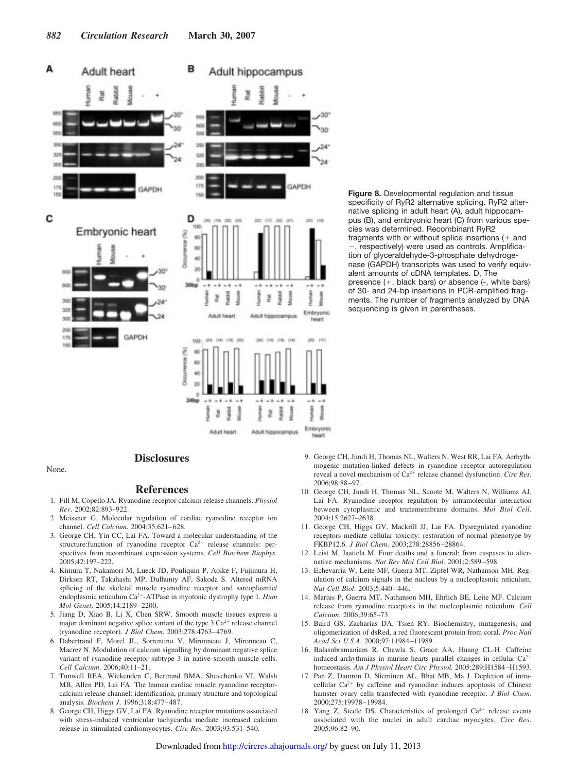**Figure 8.** Developmental regulation and tissue specificity of RyR2 alternative splicing. RyR2 alternative splicing in adult heart (A), adult hippocampus (B), and embryonic heart (C) from various species was determined. Recombinant RyR2 fragments with or without splice insertions (+ and −, respectively) were used as controls. Amplification of glyceraldehyde-3-phosphate dehydrogenase (GAPDH) transcripts was used to verify equivalent amounts of cDNA templates. D, The presence (+, black bars) or absence (-, white bars) of 30- and 24-bp insertions in PCR-amplified fragments. The number of fragments analyzed by DNA sequencing is given in parentheses.

## Disclosures

None.

## References

1. Fill M, Copello JA. Ryanodine receptor calcium release channels. *Physiol Rev*. 2002;82:893–922.
2. Meissner G. Molecular regulation of cardiac ryanodine receptor ion channel. *Cell Calcium*. 2004;35:621–628.
3. George CH, Yin CC, Lai FA. Toward a molecular understanding of the structure:function of ryanodine receptor $Ca^{2+}$ release channels: perspectives from recombinant expression systems. *Cell Biochem Biophys*. 2005;42:197–222.
4. Kimura T, Nakamori M, Lueck JD, Pouliquin P, Aoike F, Fujimura H, Dirksen RT, Takahashi MP, Dulhunty AF, Sakoda S. Altered mRNA splicing of the skeletal muscle ryanodine receptor and sarcoplasmic/endoplasmic reticulum $Ca^{2+}$-ATPase in myotonic dystrophy type 1. *Hum Mol Genet*. 2005;14:2189–2200.
5. Jiang D, Xiao B, Li X, Chen SRW. Smooth muscle tissues express a major dominant negative splice variant of the type 3 $Ca^{2+}$ release channel (ryanodine receptor). *J Biol Chem*. 2003;278:4763–4769.
6. Dabertrand F, Morel JL, Sorrentino V, Mironneau J, Mironneau C, Macrez N. Modulation of calcium signalling by dominant negative splice variant of ryanodine receptor subtype 3 in native smooth muscle cells. *Cell Calcium*. 2006;40:11–21.
7. Tunwell REA, Wickenden C, Bertrand BMA, Shevchenko VI, Walsh MB, Allen PD, Lai FA. The human cardiac muscle ryanodine receptor-calcium release channel: identification, primary structure and topological analysis. *Biochem J*. 1996;318:477–487.
8. George CH, Higgs GV, Lai FA. Ryanodine receptor mutations associated with stress-induced ventricular tachycardia mediate increased calcium release in stimulated cardiomyocytes. *Circ Res*. 2003;93:531–540.
9. George CH, Jundi H, Thomas NL, Walters RR, Lai FA. Arrhythmogenic mutation-linked defects in ryanodine receptor autoregulation reveal a novel mechanism of $Ca^{2+}$ release channel dysfunction. *Circ Res*. 2006;98:88–97.
10. George CH, Jundi H, Thomas NL, Scoote M, Walters N, Williams AJ, Lai FA. Ryanodine receptor regulation by intramolecular interaction between cytoplasmic and transmembrane domains. *Mol Biol Cell*. 2004;15:2627–2638.
11. George CH, Higgs GV, Mackrill JJ, Lai FA. Dysregulated ryanodine receptors mediate cellular toxicity: restoration of normal phenotype by FKBP12.6. *J Biol Chem*. 2003;278:28856–28864.
12. Leist M, Jaattela M. Four deaths and a funeral: from caspases to alternative mechanisms. *Nat Rev Mol Cell Biol*. 2001;2:589–598.
13. Echevarria W, Leite MF, Guerra MT, Zipfel WR, Nathanson MH. Regulation of calcium signals in the nucleus by a nucleoplasmic reticulum. *Nat Cell Biol*. 2003;5:440–446.
14. Marius P, Guerra MT, Nathanson MH, Ehrlich BE, Leite MF. Calcium release from ryanodine receptors in the nucleoplasmic reticulum. *Cell Calcium*. 2006;39:65–73.
15. Baird GS, Zacharias DA, Tsien RY. Biochemistry, mutagenesis, and oligomerization of dsRed, a red fluorescent protein from coral. *Proc Natl Acad Sci U S A*. 2000;97:11984–11989.
16. Balasubramaniam R, Chawla S, Grace AA, Huang CL-H. Caffeine induced arrhythmias in murine hearts parallel changes in cellular $Ca^{2+}$ homeostasis. *Am J Physiol Heart Circ Physiol*. 2005;289:H1584–H1593.
17. Pan Z, Damron D, Nieminen AL, Bhat MB, Ma J. Depletion of intracellular $Ca^{2+}$ by caffeine and ryanodine induces apoptosis of Chinese hamster ovary cells transfected with ryanodine receptor. *J Biol Chem*. 2000;275:19978–19984.
18. Yang Z, Steele DS. Characteristics of prolonged $Ca^{2+}$ release events associated with the nuclei in adult cardiac myocytes. *Circ Res*. 2005;96:82–90.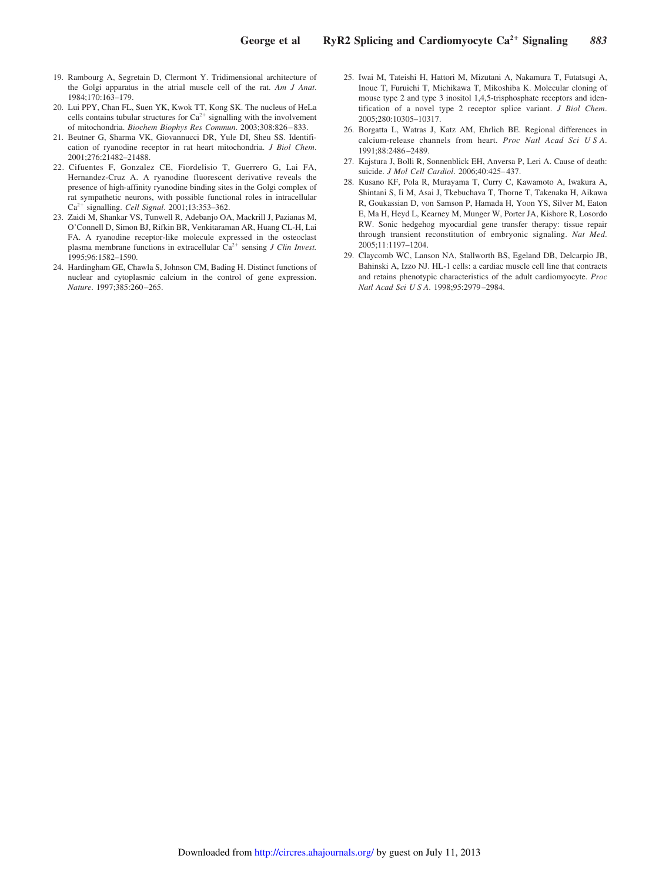19. Rambourg A, Segretain D, Clermont Y. Tridimensional architecture of the Golgi apparatus in the atrial muscle cell of the rat. *Am J Anat*. 1984;170:163–179.
20. Lui PPY, Chan FL, Suen YK, Kwok TT, Kong SK. The nucleus of HeLa cells contains tubular structures for $Ca^{2+}$ signalling with the involvement of mitochondria. *Biochem Biophys Res Commun*. 2003;308:826–833.
21. Beutner G, Sharma VK, Giovannucci DR, Yule DI, Sheu SS. Identification of ryanodine receptor in rat heart mitochondria. *J Biol Chem*. 2001;276:21482–21488.
22. Cifuentes F, Gonzalez CE, Fiordelisio T, Guerrero G, Lai FA, Hernandez-Cruz A. A ryanodine fluorescent derivative reveals the presence of high-affinity ryanodine binding sites in the Golgi complex of rat sympathetic neurons, with possible functional roles in intracellular $Ca^{2+}$ signalling. *Cell Signal*. 2001;13:353–362.
23. Zaidi M, Shankar VS, Tunwell R, Adebanjo OA, Mackrill J, Pazianas M, O'Connell D, Simon BJ, Rifkin BR, Venkitaraman AR, Huang CL-H, Lai FA. A ryanodine receptor-like molecule expressed in the osteoclast plasma membrane functions in extracellular $Ca^{2+}$ sensing *J Clin Invest.* 1995;96:1582–1590.
24. Hardingham GE, Chawla S, Johnson CM, Bading H. Distinct functions of nuclear and cytoplasmic calcium in the control of gene expression. *Nature*. 1997;385:260–265.
25. Iwai M, Tateishi H, Hattori M, Mizutani A, Nakamura T, Futatsugi A, Inoue T, Furuichi T, Michikawa T, Mikoshiba K. Molecular cloning of mouse type 2 and type 3 inositol 1,4,5-trisphosphate receptors and identification of a novel type 2 receptor splice variant. *J Biol Chem*. 2005;280:10305–10317.
26. Borgatta L, Watras J, Katz AM, Ehrlich BE. Regional differences in calcium-release channels from heart. *Proc Natl Acad Sci U S A*. 1991;88:2486–2489.
27. Kajstura J, Bolli R, Sonnenblick EH, Anversa P, Leri A. Cause of death: suicide. *J Mol Cell Cardiol*. 2006;40:425–437.
28. Kusano KF, Pola R, Murayama T, Curry C, Kawamoto A, Iwakura A, Shintani S, Ii M, Asai J, Tkebuchava T, Thorne T, Takenaka H, Aikawa R, Goukassian D, von Samson P, Hamada H, Yoon YS, Silver M, Eaton E, Ma H, Heyd L, Kearney M, Munger W, Porter JA, Kishore R, Losordo RW. Sonic hedgehog myocardial gene transfer therapy: tissue repair through transient reconstitution of embryonic signaling. *Nat Med*. 2005;11:1197–1204.
29. Claycomb WC, Lanson NA, Stallworth BS, Egeland DB, Delcarpio JB, Bahinski A, Izzo NJ. HL-1 cells: a cardiac muscle cell line that contracts and retains phenotypic characteristics of the adult cardiomyocyte. *Proc Natl Acad Sci U S A*. 1998;95:2979–2984.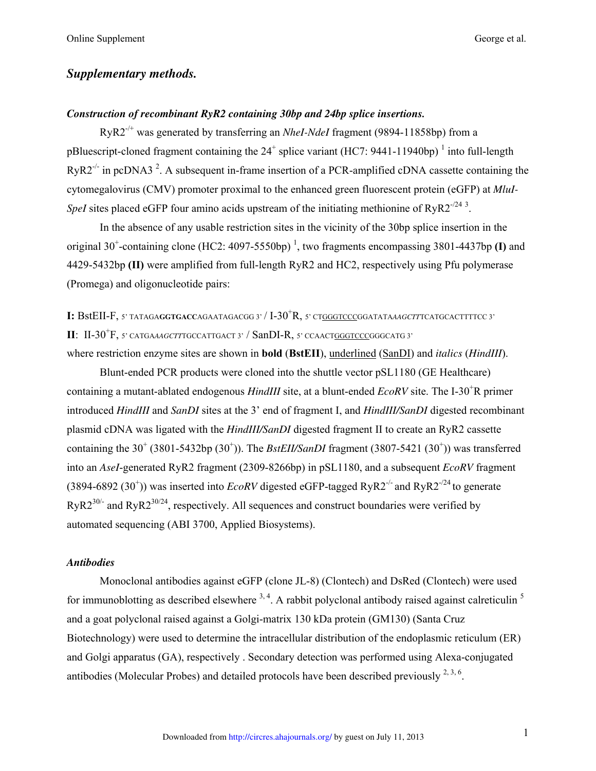## *Supplementary methods.*

### *Construction of recombinant RyR2 containing 30bp and 24bp splice insertions.*

RyR2$^{-/+}$ was generated by transferring an *NheI-NdeI* fragment (9894-11858bp) from a pBluescript-cloned fragment containing the 24$^{+}$ splice variant (HC7: 9441-11940bp) [1] into full-length RyR2$^{-/-}$ in pcDNA3 [2]. A subsequent in-frame insertion of a PCR-amplified cDNA cassette containing the cytomegalovirus (CMV) promoter proximal to the enhanced green fluorescent protein (eGFP) at *MluI-SpeI* sites placed eGFP four amino acids upstream of the initiating methionine of RyR2$^{-/24}$ [3].

In the absence of any usable restriction sites in the vicinity of the 30bp splice insertion in the original 30$^{+}$-containing clone (HC2: 4097-5550bp) [1], two fragments encompassing 3801-4437bp **(I)** and 4429-5432bp **(II)** were amplified from full-length RyR2 and HC2, respectively using Pfu polymerase (Promega) and oligonucleotide pairs:

**I:** BstEII-F, 5' TATAGA**GGTGACC**AGAATAGACGG 3' / I-30$^{+}$R, 5' CT<u>GGGTCCC</u>GGATATA*AAGCTT*TCATGCACTTTTCC 3'
**II**: II-30$^{+}$F, 5' CATGA*AAGCTT*TGCCATTGACT 3' / SanDI-R, 5' CCAACT<u>GGGTCCC</u>GGGCATG 3'
where restriction enzyme sites are shown in **bold** (**BstEII**), <u>underlined</u> (<u>SanDI</u>) and *italics* (*HindIII*).

Blunt-ended PCR products were cloned into the shuttle vector pSL1180 (GE Healthcare) containing a mutant-ablated endogenous *HindIII* site, at a blunt-ended *EcoRV* site. The I-30$^{+}$R primer introduced *HindIII* and *SanDI* sites at the 3' end of fragment I, and *HindIII/SanDI* digested recombinant plasmid cDNA was ligated with the *HindIII/SanDI* digested fragment II to create an RyR2 cassette containing the 30$^{+}$ (3801-5432bp (30$^{+}$)). The *BstEII/SanDI* fragment (3807-5421 (30$^{+}$)) was transferred into an *AseI*-generated RyR2 fragment (2309-8266bp) in pSL1180, and a subsequent *EcoRV* fragment (3894-6892 (30$^{+}$)) was inserted into *EcoRV* digested eGFP-tagged RyR2$^{-/-}$ and RyR2$^{-/24}$ to generate RyR2$^{30/-}$ and RyR2$^{30/24}$, respectively. All sequences and construct boundaries were verified by automated sequencing (ABI 3700, Applied Biosystems).

### *Antibodies*

Monoclonal antibodies against eGFP (clone JL-8) (Clontech) and DsRed (Clontech) were used for immunoblotting as described elsewhere [3,4]. A rabbit polyclonal antibody raised against calreticulin [5] and a goat polyclonal raised against a Golgi-matrix 130 kDa protein (GM130) (Santa Cruz Biotechnology) were used to determine the intracellular distribution of the endoplasmic reticulum (ER) and Golgi apparatus (GA), respectively . Secondary detection was performed using Alexa-conjugated antibodies (Molecular Probes) and detailed protocols have been described previously [2,3,6].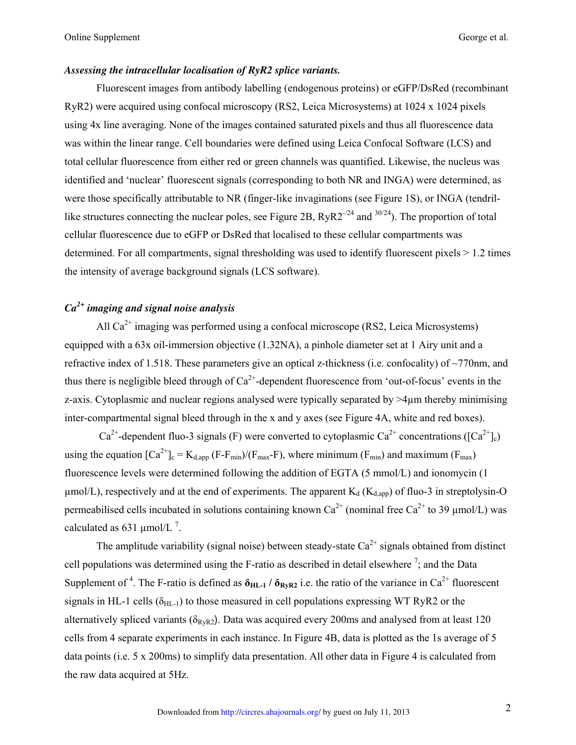### *Assessing the intracellular localisation of RyR2 splice variants.*

Fluorescent images from antibody labelling (endogenous proteins) or eGFP/DsRed (recombinant RyR2) were acquired using confocal microscopy (RS2, Leica Microsystems) at 1024 x 1024 pixels using 4x line averaging. None of the images contained saturated pixels and thus all fluorescence data was within the linear range. Cell boundaries were defined using Leica Confocal Software (LCS) and total cellular fluorescence from either red or green channels was quantified. Likewise, the nucleus was identified and 'nuclear' fluorescent signals (corresponding to both NR and INGA) were determined, as were those specifically attributable to NR (finger-like invaginations (see Figure 1S), or INGA (tendril-like structures connecting the nuclear poles, see Figure 2B, $RyR2^{-/24}$ and $^{30/24}$). The proportion of total cellular fluorescence due to eGFP or DsRed that localised to these cellular compartments was determined. For all compartments, signal thresholding was used to identify fluorescent pixels > 1.2 times the intensity of average background signals (LCS software).

### *$Ca^{2+}$ imaging and signal noise analysis*

All $Ca^{2+}$ imaging was performed using a confocal microscope (RS2, Leica Microsystems) equipped with a 63x oil-immersion objective (1.32NA), a pinhole diameter set at 1 Airy unit and a refractive index of 1.518. These parameters give an optical z-thickness (i.e. confocality) of ~770nm, and thus there is negligible bleed through of $Ca^{2+}$-dependent fluorescence from 'out-of-focus' events in the z-axis. Cytoplasmic and nuclear regions analysed were typically separated by >4μm thereby minimising inter-compartmental signal bleed through in the x and y axes (see Figure 4A, white and red boxes).

$Ca^{2+}$-dependent fluo-3 signals (F) were converted to cytoplasmic $Ca^{2+}$ concentrations ($[Ca^{2+}]_c$) using the equation $[Ca^{2+}]_c = K_{d,app}\,(F-F_{min})/(F_{max}-F)$, where minimum ($F_{min}$) and maximum ($F_{max}$) fluorescence levels were determined following the addition of EGTA (5 mmol/L) and ionomycin (1 μmol/L), respectively and at the end of experiments. The apparent $K_d$ ($K_{d,app}$) of fluo-3 in streptolysin-O permeabilised cells incubated in solutions containing known $Ca^{2+}$ (nominal free $Ca^{2+}$ to 39 μmol/L) was calculated as 631 μmol/L [7].

The amplitude variability (signal noise) between steady-state $Ca^{2+}$ signals obtained from distinct cell populations was determined using the F-ratio as described in detail elsewhere [7]; and the Data Supplement of [4]. The F-ratio is defined as $\boldsymbol{\delta_{HL-1} / \delta_{RyR2}}$ i.e. the ratio of the variance in $Ca^{2+}$ fluorescent signals in HL-1 cells ($\delta_{HL-1}$) to those measured in cell populations expressing WT RyR2 or the alternatively spliced variants ($\delta_{RyR2}$). Data was acquired every 200ms and analysed from at least 120 cells from 4 separate experiments in each instance. In Figure 4B, data is plotted as the 1s average of 5 data points (i.e. 5 x 200ms) to simplify data presentation. All other data in Figure 4 is calculated from the raw data acquired at 5Hz.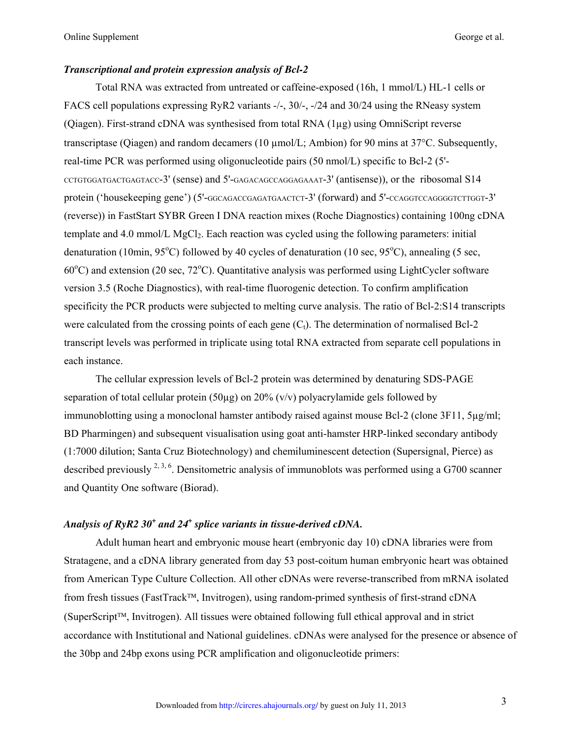### *Transcriptional and protein expression analysis of Bcl-2*

Total RNA was extracted from untreated or caffeine-exposed (16h, 1 mmol/L) HL-1 cells or FACS cell populations expressing RyR2 variants -/-, 30/-, -/24 and 30/24 using the RNeasy system (Qiagen). First-strand cDNA was synthesised from total RNA (1µg) using OmniScript reverse transcriptase (Qiagen) and random decamers (10 µmol/L; Ambion) for 90 mins at 37°C. Subsequently, real-time PCR was performed using oligonucleotide pairs (50 nmol/L) specific to Bcl-2 (5'-CCTGTGGATGACTGAGTACC-3' (sense) and 5'-GAGACAGCCAGGAGAAAT-3' (antisense)), or the ribosomal S14 protein ('housekeeping gene') (5'-GGCAGACCGAGATGAACTCT-3' (forward) and 5'-CCAGGTCCAGGGGTCTTGGT-3' (reverse)) in FastStart SYBR Green I DNA reaction mixes (Roche Diagnostics) containing 100ng cDNA template and 4.0 mmol/L $MgCl_2$. Each reaction was cycled using the following parameters: initial denaturation (10min, 95°C) followed by 40 cycles of denaturation (10 sec, 95°C), annealing (5 sec, 60°C) and extension (20 sec, 72°C). Quantitative analysis was performed using LightCycler software version 3.5 (Roche Diagnostics), with real-time fluorogenic detection. To confirm amplification specificity the PCR products were subjected to melting curve analysis. The ratio of Bcl-2:S14 transcripts were calculated from the crossing points of each gene ($C_t$). The determination of normalised Bcl-2 transcript levels was performed in triplicate using total RNA extracted from separate cell populations in each instance.

The cellular expression levels of Bcl-2 protein was determined by denaturing SDS-PAGE separation of total cellular protein (50µg) on 20% (v/v) polyacrylamide gels followed by immunoblotting using a monoclonal hamster antibody raised against mouse Bcl-2 (clone 3F11, 5µg/ml; BD Pharmingen) and subsequent visualisation using goat anti-hamster HRP-linked secondary antibody (1:7000 dilution; Santa Cruz Biotechnology) and chemiluminescent detection (Supersignal, Pierce) as described previously [2, 3, 6]. Densitometric analysis of immunoblots was performed using a G700 scanner and Quantity One software (Biorad).

### *Analysis of RyR2 30$^+$ and 24$^+$ splice variants in tissue-derived cDNA.*

Adult human heart and embryonic mouse heart (embryonic day 10) cDNA libraries were from Stratagene, and a cDNA library generated from day 53 post-coitum human embryonic heart was obtained from American Type Culture Collection. All other cDNAs were reverse-transcribed from mRNA isolated from fresh tissues (FastTrack™, Invitrogen), using random-primed synthesis of first-strand cDNA (SuperScript™, Invitrogen). All tissues were obtained following full ethical approval and in strict accordance with Institutional and National guidelines. cDNAs were analysed for the presence or absence of the 30bp and 24bp exons using PCR amplification and oligonucleotide primers: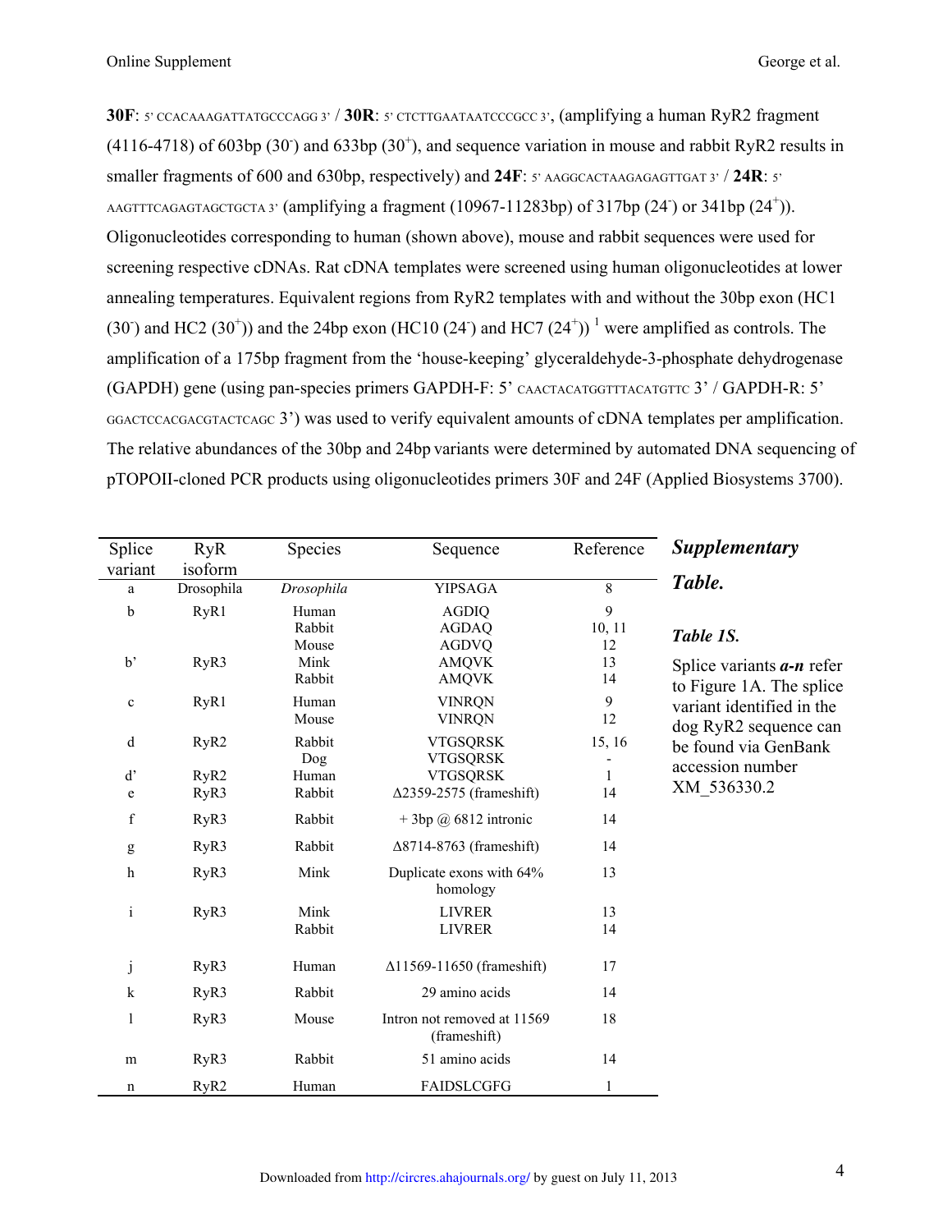**30F**: 5' CCACAAAGATTATGCCCAGG 3' / **30R**: 5' CTCTTGAATAATCCCGCC 3', (amplifying a human RyR2 fragment (4116-4718) of 603bp ($30^-$) and 633bp ($30^+$), and sequence variation in mouse and rabbit RyR2 results in smaller fragments of 600 and 630bp, respectively) and **24F**: 5' AAGGCACTAAGAGAGTTGAT 3' / **24R**: 5' AAGTTTCAGAGTAGCTGCTA 3' (amplifying a fragment (10967-11283bp) of 317bp ($24^-$) or 341bp ($24^+$)). Oligonucleotides corresponding to human (shown above), mouse and rabbit sequences were used for screening respective cDNAs. Rat cDNA templates were screened using human oligonucleotides at lower annealing temperatures. Equivalent regions from RyR2 templates with and without the 30bp exon (HC1 ($30^-$) and HC2 ($30^+$)) and the 24bp exon (HC10 ($24^-$) and HC7 ($24^+$)) [1] were amplified as controls. The amplification of a 175bp fragment from the 'house-keeping' glyceraldehyde-3-phosphate dehydrogenase (GAPDH) gene (using pan-species primers GAPDH-F: 5' CAACTACATGGTTTACATGTTC 3' / GAPDH-R: 5' GGACTCCACGACGTACTCAGC 3') was used to verify equivalent amounts of cDNA templates per amplification. The relative abundances of the 30bp and 24bp variants were determined by automated DNA sequencing of pTOPOII-cloned PCR products using oligonucleotides primers 30F and 24F (Applied Biosystems 3700).

| Splice variant | RyR isoform | Species | Sequence | Reference |
|---|---|---|---|---|
| a | Drosophila | *Drosophila* | YIPSAGA | 8 |
| b | RyR1 | Human | AGDIQ | 9 |
| | | Rabbit | AGDAQ | 10, 11 |
| | | Mouse | AGDVQ | 12 |
| b' | RyR3 | Mink | AMQVK | 13 |
| | | Rabbit | AMQVK | 14 |
| c | RyR1 | Human | VINRQN | 9 |
| | | Mouse | VINRQN | 12 |
| d | RyR2 | Rabbit | VTGSQRSK | 15, 16 |
| | | Dog | VTGSQRSK | - |
| d' | RyR2 | Human | VTGSQRSK | 1 |
| e | RyR3 | Rabbit | Δ2359-2575 (frameshift) | 14 |
| f | RyR3 | Rabbit | + 3bp @ 6812 intronic | 14 |
| g | RyR3 | Rabbit | Δ8714-8763 (frameshift) | 14 |
| h | RyR3 | Mink | Duplicate exons with 64% homology | 13 |
| i | RyR3 | Mink | LIVRER | 13 |
| | | Rabbit | LIVRER | 14 |
| j | RyR3 | Human | Δ11569-11650 (frameshift) | 17 |
| k | RyR3 | Rabbit | 29 amino acids | 14 |
| l | RyR3 | Mouse | Intron not removed at 11569 (frameshift) | 18 |
| m | RyR3 | Rabbit | 51 amino acids | 14 |
| n | RyR2 | Human | FAIDSLCGFG | 1 |

***Supplementary Table.***

***Table 1S.***

Splice variants ***a-n*** refer to Figure 1A. The splice variant identified in the dog RyR2 sequence can be found via GenBank accession number XM_536330.2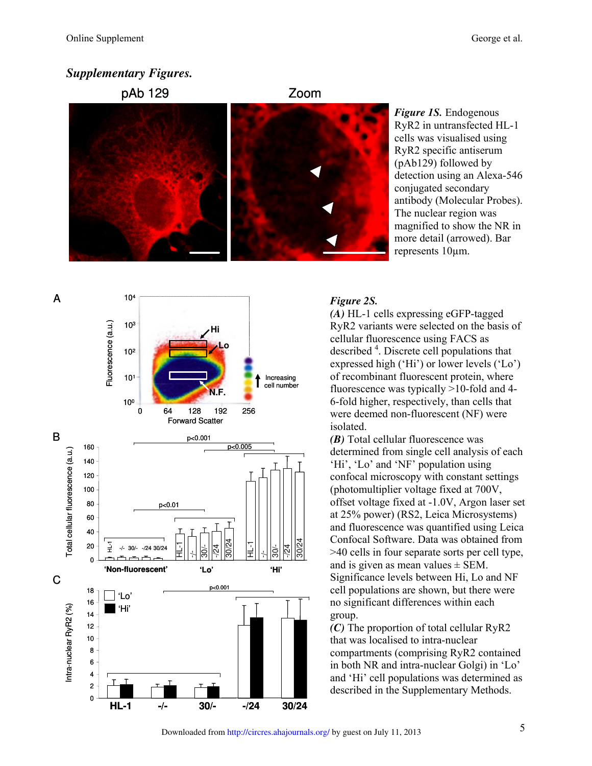## *Supplementary Figures.*

***Figure 1S.*** Endogenous RyR2 in untransfected HL-1 cells was visualised using RyR2 specific antiserum (pAb129) followed by detection using an Alexa-546 conjugated secondary antibody (Molecular Probes). The nuclear region was magnified to show the NR in more detail (arrowed). Bar represents 10μm.

***Figure 2S.***

***(A)*** HL-1 cells expressing eGFP-tagged RyR2 variants were selected on the basis of cellular fluorescence using FACS as described [4]. Discrete cell populations that expressed high ('Hi') or lower levels ('Lo') of recombinant fluorescent protein, where fluorescence was typically >10-fold and 4-6-fold higher, respectively, than cells that were deemed non-fluorescent (NF) were isolated.

***(B)*** Total cellular fluorescence was determined from single cell analysis of each 'Hi', 'Lo' and 'NF' population using confocal microscopy with constant settings (photomultiplier voltage fixed at 700V, offset voltage fixed at -1.0V, Argon laser set at 25% power) (RS2, Leica Microsystems) and fluorescence was quantified using Leica Confocal Software. Data was obtained from >40 cells in four separate sorts per cell type, and is given as mean values ± SEM. Significance levels between Hi, Lo and NF cell populations are shown, but there were no significant differences within each group.

***(C)*** The proportion of total cellular RyR2 that was localised to intra-nuclear compartments (comprising RyR2 contained in both NR and intra-nuclear Golgi) in 'Lo' and 'Hi' cell populations was determined as described in the Supplementary Methods.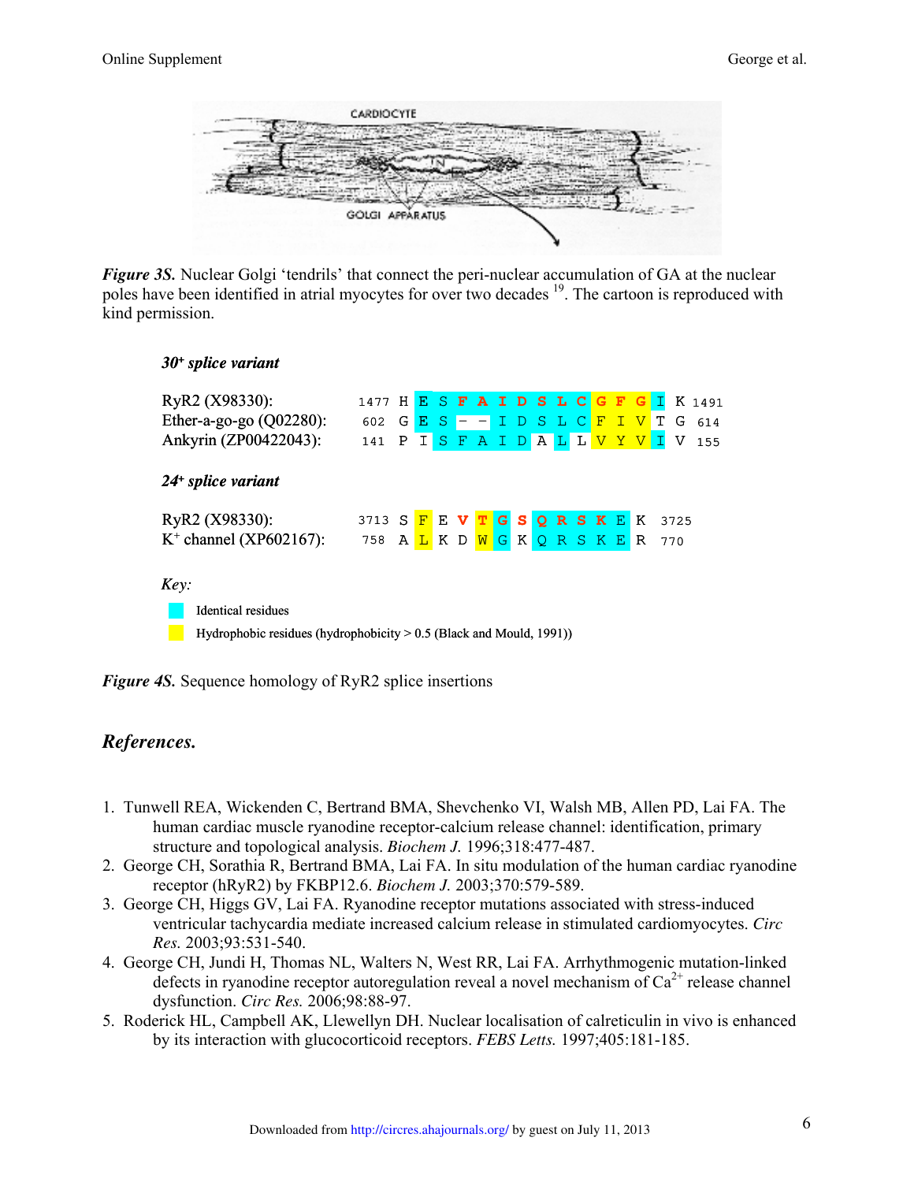*Figure 3S.* Nuclear Golgi 'tendrils' that connect the peri-nuclear accumulation of GA at the nuclear poles have been identified in atrial myocytes for over two decades [19]. The cartoon is reproduced with kind permission.

***30⁺ splice variant***

| | | | | |
|---|---|---|---|---|
| RyR2 (X98330): | 1477 | H E S F A I D S L C G F G I K | 1491 |
| Ether-a-go-go (Q02280): | 602 | G E S – – I D S L C F I V T G | 614 |
| Ankyrin (ZP00422043): | 141 | P I S F A I D A L L V Y V I V | 155 |

***24⁺ splice variant***

| | | | |
|---|---|---|---|
| RyR2 (X98330): | 3713 | S F E V T G S Q R S K E K | 3725 |
| K⁺ channel (XP602167): | 758 | A L K D W G K Q R S K E R | 770 |

*Key:*

- Identical residues (cyan)
- Hydrophobic residues (hydrophobicity > 0.5 (Black and Mould, 1991)) (yellow)

*Figure 4S.* Sequence homology of RyR2 splice insertions

## *References.*

1. Tunwell REA, Wickenden C, Bertrand BMA, Shevchenko VI, Walsh MB, Allen PD, Lai FA. The human cardiac muscle ryanodine receptor-calcium release channel: identification, primary structure and topological analysis. *Biochem J.* 1996;318:477-487.
2. George CH, Sorathia R, Bertrand BMA, Lai FA. In situ modulation of the human cardiac ryanodine receptor (hRyR2) by FKBP12.6. *Biochem J.* 2003;370:579-589.
3. George CH, Higgs GV, Lai FA. Ryanodine receptor mutations associated with stress-induced ventricular tachycardia mediate increased calcium release in stimulated cardiomyocytes. *Circ Res.* 2003;93:531-540.
4. George CH, Jundi H, Thomas NL, Walters N, West RR, Lai FA. Arrhythmogenic mutation-linked defects in ryanodine receptor autoregulation reveal a novel mechanism of $Ca^{2+}$ release channel dysfunction. *Circ Res.* 2006;98:88-97.
5. Roderick HL, Campbell AK, Llewellyn DH. Nuclear localisation of calreticulin in vivo is enhanced by its interaction with glucocorticoid receptors. *FEBS Letts.* 1997;405:181-185.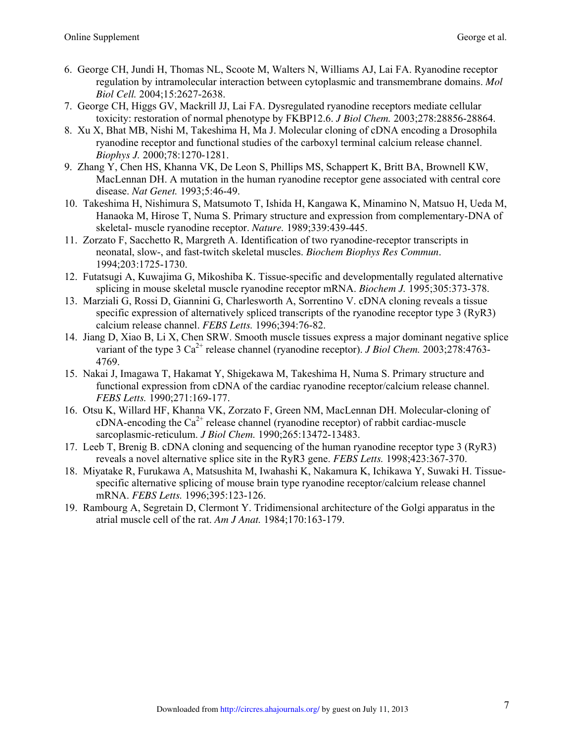6. George CH, Jundi H, Thomas NL, Scoote M, Walters N, Williams AJ, Lai FA. Ryanodine receptor regulation by intramolecular interaction between cytoplasmic and transmembrane domains. *Mol Biol Cell.* 2004;15:2627-2638.
7. George CH, Higgs GV, Mackrill JJ, Lai FA. Dysregulated ryanodine receptors mediate cellular toxicity: restoration of normal phenotype by FKBP12.6. *J Biol Chem.* 2003;278:28856-28864.
8. Xu X, Bhat MB, Nishi M, Takeshima H, Ma J. Molecular cloning of cDNA encoding a Drosophila ryanodine receptor and functional studies of the carboxyl terminal calcium release channel. *Biophys J.* 2000;78:1270-1281.
9. Zhang Y, Chen HS, Khanna VK, De Leon S, Phillips MS, Schappert K, Britt BA, Brownell KW, MacLennan DH. A mutation in the human ryanodine receptor gene associated with central core disease. *Nat Genet.* 1993;5:46-49.
10. Takeshima H, Nishimura S, Matsumoto T, Ishida H, Kangawa K, Minamino N, Matsuo H, Ueda M, Hanaoka M, Hirose T, Numa S. Primary structure and expression from complementary-DNA of skeletal- muscle ryanodine receptor. *Nature.* 1989;339:439-445.
11. Zorzato F, Sacchetto R, Margreth A. Identification of two ryanodine-receptor transcripts in neonatal, slow-, and fast-twitch skeletal muscles. *Biochem Biophys Res Commun*. 1994;203:1725-1730.
12. Futatsugi A, Kuwajima G, Mikoshiba K. Tissue-specific and developmentally regulated alternative splicing in mouse skeletal muscle ryanodine receptor mRNA. *Biochem J.* 1995;305:373-378.
13. Marziali G, Rossi D, Giannini G, Charlesworth A, Sorrentino V. cDNA cloning reveals a tissue specific expression of alternatively spliced transcripts of the ryanodine receptor type 3 (RyR3) calcium release channel. *FEBS Letts.* 1996;394:76-82.
14. Jiang D, Xiao B, Li X, Chen SRW. Smooth muscle tissues express a major dominant negative splice variant of the type 3 $Ca^{2+}$ release channel (ryanodine receptor). *J Biol Chem.* 2003;278:4763-4769.
15. Nakai J, Imagawa T, Hakamat Y, Shigekawa M, Takeshima H, Numa S. Primary structure and functional expression from cDNA of the cardiac ryanodine receptor/calcium release channel. *FEBS Letts.* 1990;271:169-177.
16. Otsu K, Willard HF, Khanna VK, Zorzato F, Green NM, MacLennan DH. Molecular-cloning of cDNA-encoding the $Ca^{2+}$ release channel (ryanodine receptor) of rabbit cardiac-muscle sarcoplasmic-reticulum. *J Biol Chem.* 1990;265:13472-13483.
17. Leeb T, Brenig B. cDNA cloning and sequencing of the human ryanodine receptor type 3 (RyR3) reveals a novel alternative splice site in the RyR3 gene. *FEBS Letts.* 1998;423:367-370.
18. Miyatake R, Furukawa A, Matsushita M, Iwahashi K, Nakamura K, Ichikawa Y, Suwaki H. Tissue-specific alternative splicing of mouse brain type ryanodine receptor/calcium release channel mRNA. *FEBS Letts.* 1996;395:123-126.
19. Rambourg A, Segretain D, Clermont Y. Tridimensional architecture of the Golgi apparatus in the atrial muscle cell of the rat. *Am J Anat.* 1984;170:163-179.